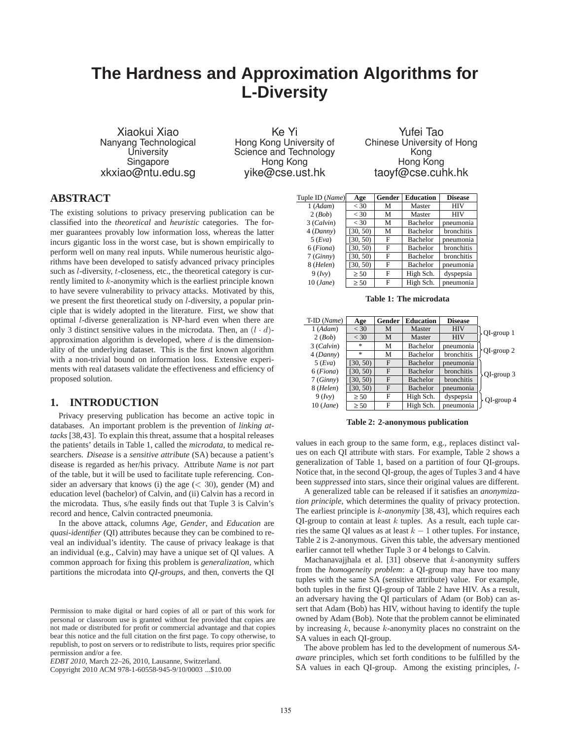# The Hardness and Approximation Algorithms for L-Diversity

Xiaokui Xiao
Nanyang Technological University
Singapore
xkxiao@ntu.edu.sg

Ke Yi
Hong Kong University of Science and Technology
Hong Kong
yike@cse.ust.hk

Yufei Tao
Chinese University of Hong Kong
Hong Kong
taoyf@cse.cuhk.hk

## ABSTRACT

The existing solutions to privacy preserving publication can be classified into the *theoretical* and *heuristic* categories. The former guarantees provably low information loss, whereas the latter incurs gigantic loss in the worst case, but is shown empirically to perform well on many real inputs. While numerous heuristic algorithms have been developed to satisfy advanced privacy principles such as $l$-diversity, $t$-closeness, etc., the theoretical category is currently limited to $k$-anonymity which is the earliest principle known to have severe vulnerability to privacy attacks. Motivated by this, we present the first theoretical study on $l$-diversity, a popular principle that is widely adopted in the literature. First, we show that optimal $l$-diverse generalization is NP-hard even when there are only 3 distinct sensitive values in the microdata. Then, an $(l \cdot d)$-approximation algorithm is developed, where $d$ is the dimensionality of the underlying dataset. This is the first known algorithm with a non-trivial bound on information loss. Extensive experiments with real datasets validate the effectiveness and efficiency of proposed solution.

## 1. INTRODUCTION

Privacy preserving publication has become an active topic in databases. An important problem is the prevention of *linking attacks* [38,43]. To explain this threat, assume that a hospital releases the patients' details in Table 1, called the *microdata*, to medical researchers. *Disease* is a *sensitive attribute* (SA) because a patient's disease is regarded as her/his privacy. Attribute *Name* is *not* part of the table, but it will be used to facilitate tuple referencing. Consider an adversary that knows (i) the age ($< 30$), gender (M) and education level (bachelor) of Calvin, and (ii) Calvin has a record in the microdata. Thus, s/he easily finds out that Tuple 3 is Calvin's record and hence, Calvin contracted pneumonia.

In the above attack, columns *Age*, *Gender*, and *Education* are *quasi-identifier* (QI) attributes because they can be combined to reveal an individual's identity. The cause of privacy leakage is that an individual (e.g., Calvin) may have a unique set of QI values. A common approach for fixing this problem is *generalization*, which partitions the microdata into *QI-groups*, and then, converts the QI values in each group to the same form, e.g., replaces distinct values on each QI attribute with stars. For example, Table 2 shows a generalization of Table 1, based on a partition of four QI-groups. Notice that, in the second QI-group, the ages of Tuples 3 and 4 have been *suppressed* into stars, since their original values are different.

| Tuple ID (*Name*) | Age | Gender | Education | Disease |
|---|---|---|---|---|
| 1 (*Adam*) | < 30 | M | Master | HIV |
| 2 (*Bob*) | < 30 | M | Master | HIV |
| 3 (*Calvin*) | < 30 | M | Bachelor | pneumonia |
| 4 (*Danny*) | [30, 50) | M | Bachelor | bronchitis |
| 5 (*Eva*) | [30, 50) | F | Bachelor | pneumonia |
| 6 (*Fiona*) | [30, 50) | F | Bachelor | bronchitis |
| 7 (*Ginny*) | [30, 50) | F | Bachelor | bronchitis |
| 8 (*Helen*) | [30, 50) | F | Bachelor | pneumonia |
| 9 (*Ivy*) | ≥ 50 | F | High Sch. | dyspepsia |
| 10 (*Jane*) | ≥ 50 | F | High Sch. | pneumonia |

**Table 1: The microdata**

| T-ID (*Name*) | Age | Gender | Education | Disease | |
|---|---|---|---|---|---|
| 1 (*Adam*) | < 30 | M | Master | HIV | QI-group 1 |
| 2 (*Bob*) | < 30 | M | Master | HIV | |
| 3 (*Calvin*) | * | M | Bachelor | pneumonia | QI-group 2 |
| 4 (*Danny*) | * | M | Bachelor | bronchitis | |
| 5 (*Eva*) | [30, 50) | F | Bachelor | pneumonia | QI-group 3 |
| 6 (*Fiona*) | [30, 50) | F | Bachelor | bronchitis | |
| 7 (*Ginny*) | [30, 50) | F | Bachelor | bronchitis | |
| 8 (*Helen*) | [30, 50) | F | Bachelor | pneumonia | |
| 9 (*Ivy*) | ≥ 50 | F | High Sch. | dyspepsia | QI-group 4 |
| 10 (*Jane*) | ≥ 50 | F | High Sch. | pneumonia | |

**Table 2: 2-anonymous publication**

A generalized table can be released if it satisfies an *anonymization principle*, which determines the quality of privacy protection. The earliest principle is $k$*-anonymity* [38, 43], which requires each QI-group to contain at least $k$ tuples. As a result, each tuple carries the same QI values as at least $k - 1$ other tuples. For instance, Table 2 is 2-anonymous. Given this table, the adversary mentioned earlier cannot tell whether Tuple 3 or 4 belongs to Calvin.

Machanavajjhala et al. [31] observe that $k$-anonymity suffers from the *homogeneity problem*: a QI-group may have too many tuples with the same SA (sensitive attribute) value. For example, both tuples in the first QI-group of Table 2 have HIV. As a result, an adversary having the QI particulars of Adam (or Bob) can assert that Adam (Bob) has HIV, without having to identify the tuple owned by Adam (Bob). Note that the problem cannot be eliminated by increasing $k$, because $k$-anonymity places no constraint on the SA values in each QI-group.

The above problem has led to the development of numerous *SA-aware* principles, which set forth conditions to be fulfilled by the SA values in each QI-group. Among the existing principles, $l$-

Permission to make digital or hard copies of all or part of this work for personal or classroom use is granted without fee provided that copies are not made or distributed for profit or commercial advantage and that copies bear this notice and the full citation on the first page. To copy otherwise, to republish, to post on servers or to redistribute to lists, requires prior specific permission and/or a fee.
*EDBT 2010*, March 22–26, 2010, Lausanne, Switzerland.
Copyright 2010 ACM 978-1-60558-945-9/10/0003 ...$10.00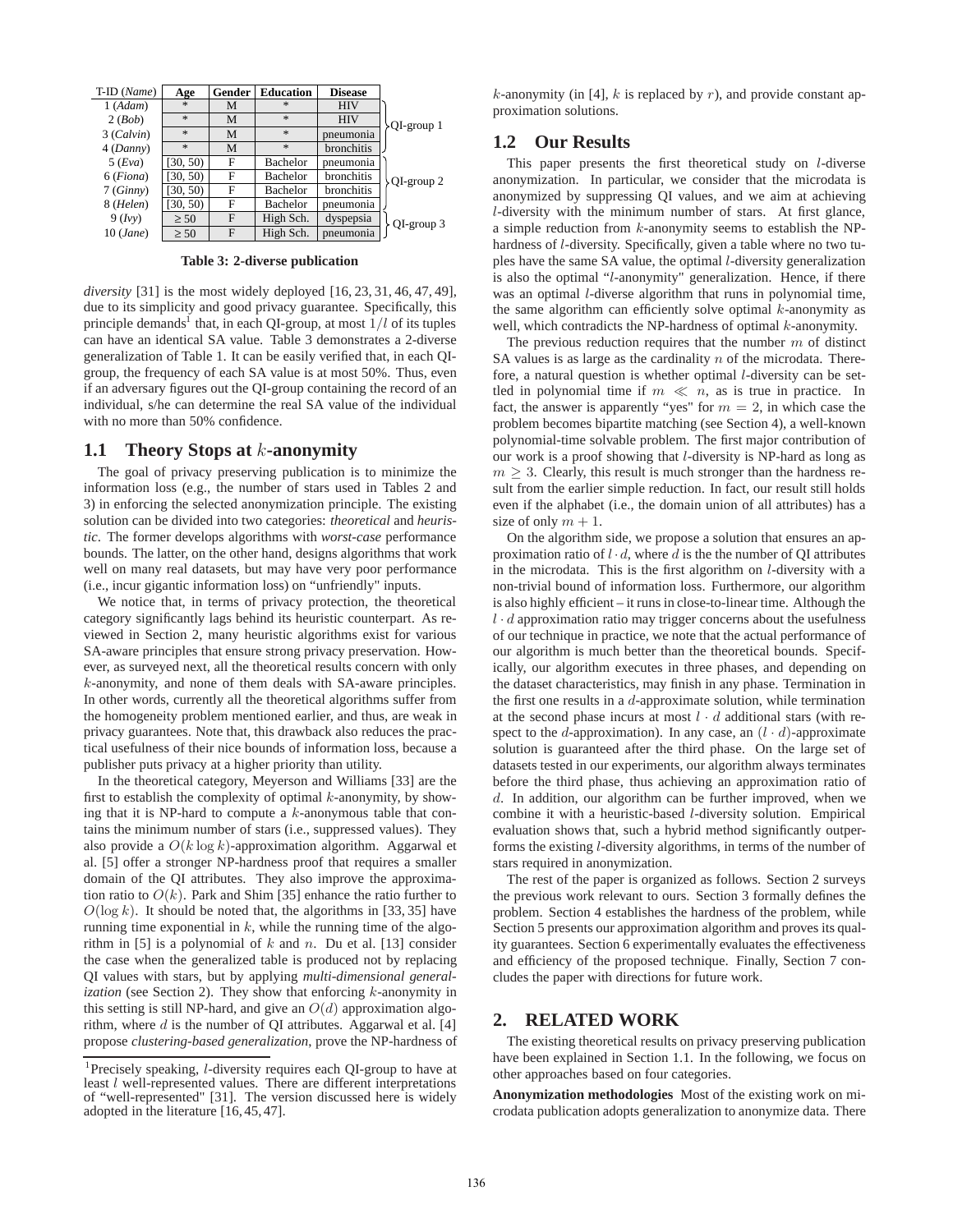| T-ID (*Name*) | Age | Gender | Education | Disease | |
|---|---|---|---|---|---|
| 1 (*Adam*) | * | M | * | HIV | QI-group 1 |
| 2 (*Bob*) | * | M | * | HIV | |
| 3 (*Calvin*) | * | M | * | pneumonia | |
| 4 (*Danny*) | * | M | * | bronchitis | |
| 5 (*Eva*) | [30, 50) | F | Bachelor | pneumonia | QI-group 2 |
| 6 (*Fiona*) | [30, 50) | F | Bachelor | bronchitis | |
| 7 (*Ginny*) | [30, 50) | F | Bachelor | bronchitis | |
| 8 (*Helen*) | [30, 50) | F | Bachelor | pneumonia | |
| 9 (*Ivy*) | $\geq 50$ | F | High Sch. | dyspepsia | QI-group 3 |
| 10 (*Jane*) | $\geq 50$ | F | High Sch. | pneumonia | |

**Table 3: 2-diverse publication**

*diversity* [31] is the most widely deployed [16, 23, 31, 46, 47, 49], due to its simplicity and good privacy guarantee. Specifically, this principle demands[1] that, in each QI-group, at most $1/l$ of its tuples can have an identical SA value. Table 3 demonstrates a 2-diverse generalization of Table 1. It can be easily verified that, in each QI-group, the frequency of each SA value is at most 50%. Thus, even if an adversary figures out the QI-group containing the record of an individual, s/he can determine the real SA value of the individual with no more than 50% confidence.

## 1.1 Theory Stops at $k$-anonymity

The goal of privacy preserving publication is to minimize the information loss (e.g., the number of stars used in Tables 2 and 3) in enforcing the selected anonymization principle. The existing solution can be divided into two categories: *theoretical* and *heuristic*. The former develops algorithms with *worst-case* performance bounds. The latter, on the other hand, designs algorithms that work well on many real datasets, but may have very poor performance (i.e., incur gigantic information loss) on "unfriendly" inputs.

We notice that, in terms of privacy protection, the theoretical category significantly lags behind its heuristic counterpart. As reviewed in Section 2, many heuristic algorithms exist for various SA-aware principles that ensure strong privacy preservation. However, as surveyed next, all the theoretical results concern with only $k$-anonymity, and none of them deals with SA-aware principles. In other words, currently all the theoretical algorithms suffer from the homogeneity problem mentioned earlier, and thus, are weak in privacy guarantees. Note that, this drawback also reduces the practical usefulness of their nice bounds of information loss, because a publisher puts privacy at a higher priority than utility.

In the theoretical category, Meyerson and Williams [33] are the first to establish the complexity of optimal $k$-anonymity, by showing that it is NP-hard to compute a $k$-anonymous table that contains the minimum number of stars (i.e., suppressed values). They also provide a $O(k \log k)$-approximation algorithm. Aggarwal et al. [5] offer a stronger NP-hardness proof that requires a smaller domain of the QI attributes. They also improve the approximation ratio to $O(k)$. Park and Shim [35] enhance the ratio further to $O(\log k)$. It should be noted that, the algorithms in [33, 35] have running time exponential in $k$, while the running time of the algorithm in [5] is a polynomial of $k$ and $n$. Du et al. [13] consider the case when the generalized table is produced not by replacing QI values with stars, but by applying *multi-dimensional generalization* (see Section 2). They show that enforcing $k$-anonymity in this setting is still NP-hard, and give an $O(d)$ approximation algorithm, where $d$ is the number of QI attributes. Aggarwal et al. [4] propose *clustering-based generalization*, prove the NP-hardness of $k$-anonymity (in [4], $k$ is replaced by $r$), and provide constant approximation solutions.

[1] Precisely speaking, $l$-diversity requires each QI-group to have at least $l$ well-represented values. There are different interpretations of "well-represented" [31]. The version discussed here is widely adopted in the literature [16, 45, 47].

## 1.2 Our Results

This paper presents the first theoretical study on $l$-diverse anonymization. In particular, we consider that the microdata is anonymized by suppressing QI values, and we aim at achieving $l$-diversity with the minimum number of stars. At first glance, a simple reduction from $k$-anonymity seems to establish the NP-hardness of $l$-diversity. Specifically, given a table where no two tuples have the same SA value, the optimal $l$-diversity generalization is also the optimal "$l$-anonymity" generalization. Hence, if there was an optimal $l$-diverse algorithm that runs in polynomial time, the same algorithm can efficiently solve optimal $k$-anonymity as well, which contradicts the NP-hardness of optimal $k$-anonymity.

The previous reduction requires that the number $m$ of distinct SA values is as large as the cardinality $n$ of the microdata. Therefore, a natural question is whether optimal $l$-diversity can be settled in polynomial time if $m \ll n$, as is true in practice. In fact, the answer is apparently "yes" for $m = 2$, in which case the problem becomes bipartite matching (see Section 4), a well-known polynomial-time solvable problem. The first major contribution of our work is a proof showing that $l$-diversity is NP-hard as long as $m \geq 3$. Clearly, this result is much stronger than the hardness result from the earlier simple reduction. In fact, our result still holds even if the alphabet (i.e., the domain union of all attributes) has a size of only $m + 1$.

On the algorithm side, we propose a solution that ensures an approximation ratio of $l \cdot d$, where $d$ is the the number of QI attributes in the microdata. This is the first algorithm on $l$-diversity with a non-trivial bound of information loss. Furthermore, our algorithm is also highly efficient – it runs in close-to-linear time. Although the $l \cdot d$ approximation ratio may trigger concerns about the usefulness of our technique in practice, we note that the actual performance of our algorithm is much better than the theoretical bounds. Specifically, our algorithm executes in three phases, and depending on the dataset characteristics, may finish in any phase. Termination in the first one results in a $d$-approximate solution, while termination at the second phase incurs at most $l \cdot d$ additional stars (with respect to the $d$-approximation). In any case, an $(l \cdot d)$-approximate solution is guaranteed after the third phase. On the large set of datasets tested in our experiments, our algorithm always terminates before the third phase, thus achieving an approximation ratio of $d$. In addition, our algorithm can be further improved, when we combine it with a heuristic-based $l$-diversity solution. Empirical evaluation shows that, such a hybrid method significantly outperforms the existing $l$-diversity algorithms, in terms of the number of stars required in anonymization.

The rest of the paper is organized as follows. Section 2 surveys the previous work relevant to ours. Section 3 formally defines the problem. Section 4 establishes the hardness of the problem, while Section 5 presents our approximation algorithm and proves its quality guarantees. Section 6 experimentally evaluates the effectiveness and efficiency of the proposed technique. Finally, Section 7 concludes the paper with directions for future work.

# 2. RELATED WORK

The existing theoretical results on privacy preserving publication have been explained in Section 1.1. In the following, we focus on other approaches based on four categories.

**Anonymization methodologies** Most of the existing work on microdata publication adopts generalization to anonymize data. There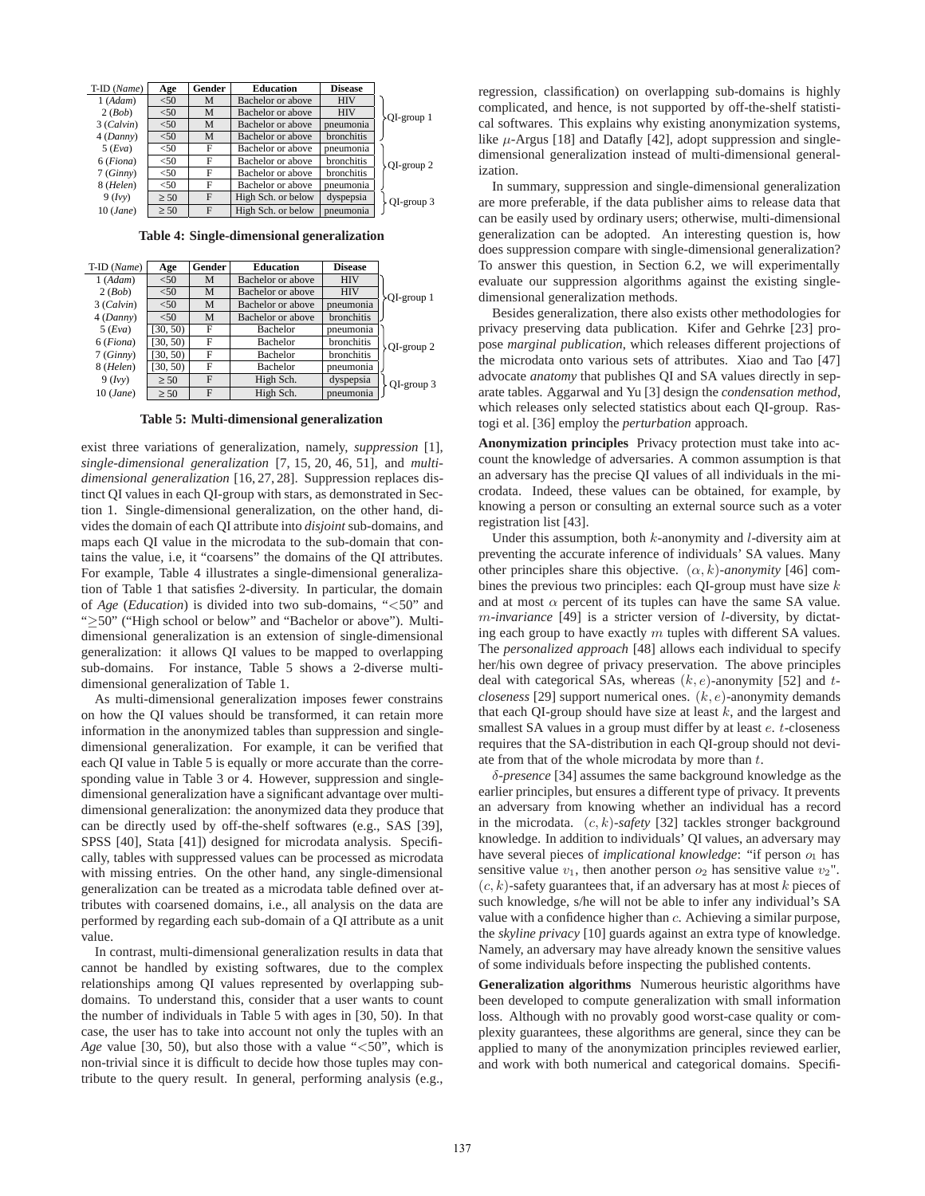| T-ID (*Name*) | Age | Gender | Education | Disease | |
|---|---|---|---|---|---|
| 1 (*Adam*) | <50 | M | Bachelor or above | HIV | QI-group 1 |
| 2 (*Bob*) | <50 | M | Bachelor or above | HIV | |
| 3 (*Calvin*) | <50 | M | Bachelor or above | pneumonia | |
| 4 (*Danny*) | <50 | M | Bachelor or above | bronchitis | |
| 5 (*Eva*) | <50 | F | Bachelor or above | pneumonia | QI-group 2 |
| 6 (*Fiona*) | <50 | F | Bachelor or above | bronchitis | |
| 7 (*Ginny*) | <50 | F | Bachelor or above | bronchitis | |
| 8 (*Helen*) | <50 | F | Bachelor or above | pneumonia | |
| 9 (*Ivy*) | ≥ 50 | F | High Sch. or below | dyspepsia | QI-group 3 |
| 10 (*Jane*) | ≥ 50 | F | High Sch. or below | pneumonia | |

**Table 4: Single-dimensional generalization**

| T-ID (*Name*) | Age | Gender | Education | Disease | |
|---|---|---|---|---|---|
| 1 (*Adam*) | <50 | M | Bachelor or above | HIV | QI-group 1 |
| 2 (*Bob*) | <50 | M | Bachelor or above | HIV | |
| 3 (*Calvin*) | <50 | M | Bachelor or above | pneumonia | |
| 4 (*Danny*) | <50 | M | Bachelor or above | bronchitis | |
| 5 (*Eva*) | [30, 50) | F | Bachelor | pneumonia | QI-group 2 |
| 6 (*Fiona*) | [30, 50) | F | Bachelor | bronchitis | |
| 7 (*Ginny*) | [30, 50) | F | Bachelor | bronchitis | |
| 8 (*Helen*) | [30, 50) | F | Bachelor | pneumonia | |
| 9 (*Ivy*) | ≥ 50 | F | High Sch. | dyspepsia | QI-group 3 |
| 10 (*Jane*) | ≥ 50 | F | High Sch. | pneumonia | |

**Table 5: Multi-dimensional generalization**

exist three variations of generalization, namely, *suppression* [1], *single-dimensional generalization* [7, 15, 20, 46, 51], and *multi-dimensional generalization* [16, 27, 28]. Suppression replaces distinct QI values in each QI-group with stars, as demonstrated in Section 1. Single-dimensional generalization, on the other hand, divides the domain of each QI attribute into *disjoint* sub-domains, and maps each QI value in the microdata to the sub-domain that contains the value, i.e, it "coarsens" the domains of the QI attributes. For example, Table 4 illustrates a single-dimensional generalization of Table 1 that satisfies 2-diversity. In particular, the domain of *Age* (*Education*) is divided into two sub-domains, "<50" and "≥50" ("High school or below" and "Bachelor or above"). Multi-dimensional generalization is an extension of single-dimensional generalization: it allows QI values to be mapped to overlapping sub-domains. For instance, Table 5 shows a 2-diverse multi-dimensional generalization of Table 1.

As multi-dimensional generalization imposes fewer constrains on how the QI values should be transformed, it can retain more information in the anonymized tables than suppression and single-dimensional generalization. For example, it can be verified that each QI value in Table 5 is equally or more accurate than the corresponding value in Table 3 or 4. However, suppression and single-dimensional generalization have a significant advantage over multi-dimensional generalization: the anonymized data they produce that can be directly used by off-the-shelf softwares (e.g., SAS [39], SPSS [40], Stata [41]) designed for microdata analysis. Specifically, tables with suppressed values can be processed as microdata with missing entries. On the other hand, any single-dimensional generalization can be treated as a microdata table defined over attributes with coarsened domains, i.e., all analysis on the data are performed by regarding each sub-domain of a QI attribute as a unit value.

In contrast, multi-dimensional generalization results in data that cannot be handled by existing softwares, due to the complex relationships among QI values represented by overlapping sub-domains. To understand this, consider that a user wants to count the number of individuals in Table 5 with ages in [30, 50). In that case, the user has to take into account not only the tuples with an *Age* value [30, 50), but also those with a value "<50", which is non-trivial since it is difficult to decide how those tuples may contribute to the query result. In general, performing analysis (e.g., regression, classification) on overlapping sub-domains is highly complicated, and hence, is not supported by off-the-shelf statistical softwares. This explains why existing anonymization systems, like $\mu$-Argus [18] and Datafly [42], adopt suppression and single-dimensional generalization instead of multi-dimensional generalization.

In summary, suppression and single-dimensional generalization are more preferable, if the data publisher aims to release data that can be easily used by ordinary users; otherwise, multi-dimensional generalization can be adopted. An interesting question is, how does suppression compare with single-dimensional generalization? To answer this question, in Section 6.2, we will experimentally evaluate our suppression algorithms against the existing single-dimensional generalization methods.

Besides generalization, there also exists other methodologies for privacy preserving data publication. Kifer and Gehrke [23] propose *marginal publication*, which releases different projections of the microdata onto various sets of attributes. Xiao and Tao [47] advocate *anatomy* that publishes QI and SA values directly in separate tables. Aggarwal and Yu [3] design the *condensation method*, which releases only selected statistics about each QI-group. Rastogi et al. [36] employ the *perturbation* approach.

**Anonymization principles** Privacy protection must take into account the knowledge of adversaries. A common assumption is that an adversary has the precise QI values of all individuals in the microdata. Indeed, these values can be obtained, for example, by knowing a person or consulting an external source such as a voter registration list [43].

Under this assumption, both $k$-anonymity and $l$-diversity aim at preventing the accurate inference of individuals' SA values. Many other principles share this objective. $(\alpha, k)$-*anonymity* [46] combines the previous two principles: each QI-group must have size $k$ and at most $\alpha$ percent of its tuples can have the same SA value. $m$-*invariance* [49] is a stricter version of $l$-diversity, by dictating each group to have exactly $m$ tuples with different SA values. The *personalized approach* [48] allows each individual to specify her/his own degree of privacy preservation. The above principles deal with categorical SAs, whereas $(k, e)$-anonymity [52] and $t$-*closeness* [29] support numerical ones. $(k, e)$-anonymity demands that each QI-group should have size at least $k$, and the largest and smallest SA values in a group must differ by at least $e$. $t$-closeness requires that the SA-distribution in each QI-group should not deviate from that of the whole microdata by more than $t$.

$\delta$-*presence* [34] assumes the same background knowledge as the earlier principles, but ensures a different type of privacy. It prevents an adversary from knowing whether an individual has a record in the microdata. $(c, k)$-*safety* [32] tackles stronger background knowledge. In addition to individuals' QI values, an adversary may have several pieces of *implicational knowledge*: "if person $o_1$ has sensitive value $v_1$, then another person $o_2$ has sensitive value $v_2$". $(c, k)$-safety guarantees that, if an adversary has at most $k$ pieces of such knowledge, s/he will not be able to infer any individual's SA value with a confidence higher than $c$. Achieving a similar purpose, the *skyline privacy* [10] guards against an extra type of knowledge. Namely, an adversary may have already known the sensitive values of some individuals before inspecting the published contents.

**Generalization algorithms** Numerous heuristic algorithms have been developed to compute generalization with small information loss. Although with no provably good worst-case quality or complexity guarantees, these algorithms are general, since they can be applied to many of the anonymization principles reviewed earlier, and work with both numerical and categorical domains. Specifi-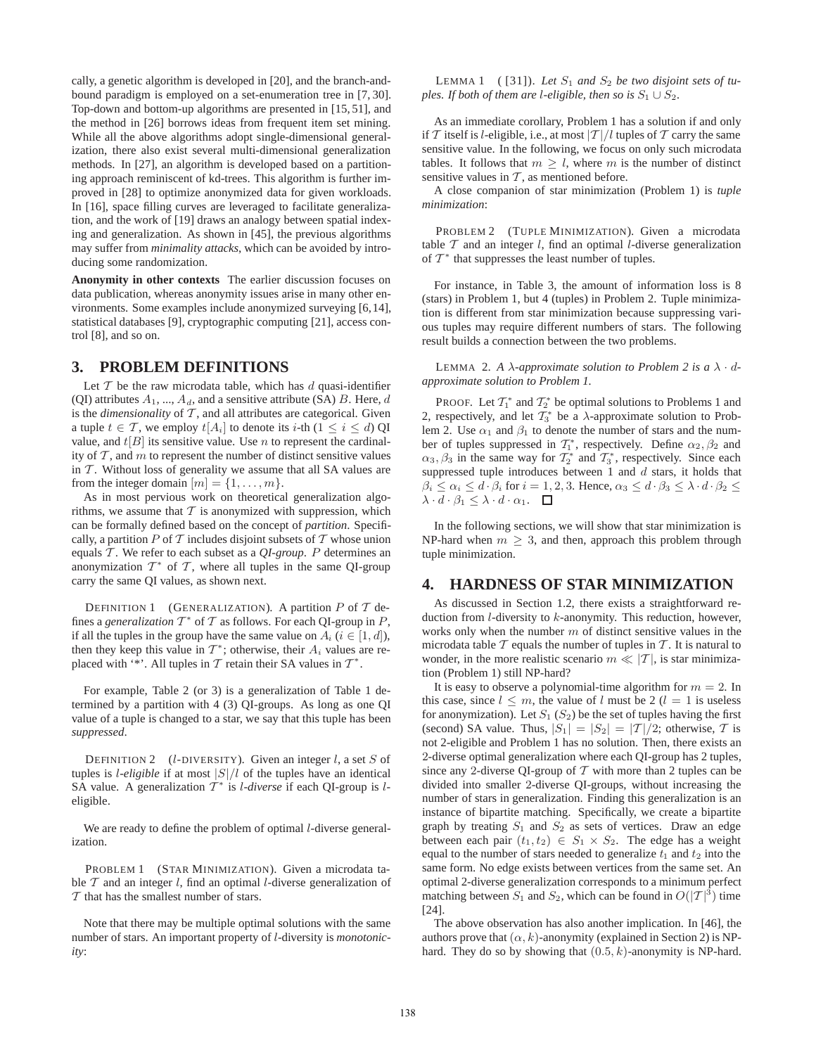cally, a genetic algorithm is developed in [20], and the branch-and-bound paradigm is employed on a set-enumeration tree in [7, 30]. Top-down and bottom-up algorithms are presented in [15, 51], and the method in [26] borrows ideas from frequent item set mining. While all the above algorithms adopt single-dimensional generalization, there also exist several multi-dimensional generalization methods. In [27], an algorithm is developed based on a partitioning approach reminiscent of kd-trees. This algorithm is further improved in [28] to optimize anonymized data for given workloads. In [16], space filling curves are leveraged to facilitate generalization, and the work of [19] draws an analogy between spatial indexing and generalization. As shown in [45], the previous algorithms may suffer from *minimality attacks*, which can be avoided by introducing some randomization.

**Anonymity in other contexts** The earlier discussion focuses on data publication, whereas anonymity issues arise in many other environments. Some examples include anonymized surveying [6, 14], statistical databases [9], cryptographic computing [21], access control [8], and so on.

## 3. PROBLEM DEFINITIONS

Let $\mathcal{T}$ be the raw microdata table, which has $d$ quasi-identifier (QI) attributes $A_1, ..., A_d$, and a sensitive attribute (SA) $B$. Here, $d$ is the *dimensionality* of $\mathcal{T}$, and all attributes are categorical. Given a tuple $t \in \mathcal{T}$, we employ $t[A_i]$ to denote its $i$-th ($1 \leq i \leq d$) QI value, and $t[B]$ its sensitive value. Use $n$ to represent the cardinality of $\mathcal{T}$, and $m$ to represent the number of distinct sensitive values in $\mathcal{T}$. Without loss of generality we assume that all SA values are from the integer domain $[m] = \{1, \ldots, m\}$.

As in most pervious work on theoretical generalization algorithms, we assume that $\mathcal{T}$ is anonymized with suppression, which can be formally defined based on the concept of *partition*. Specifically, a partition $P$ of $\mathcal{T}$ includes disjoint subsets of $\mathcal{T}$ whose union equals $\mathcal{T}$. We refer to each subset as a *QI-group*. $P$ determines an anonymization $\mathcal{T}^*$ of $\mathcal{T}$, where all tuples in the same QI-group carry the same QI values, as shown next.

DEFINITION 1 (GENERALIZATION). A partition $P$ of $\mathcal{T}$ defines a *generalization* $\mathcal{T}^*$ of $\mathcal{T}$ as follows. For each QI-group in $P$, if all the tuples in the group have the same value on $A_i$ ($i \in [1, d]$), then they keep this value in $\mathcal{T}^*$; otherwise, their $A_i$ values are replaced with '*'. All tuples in $\mathcal{T}$ retain their SA values in $\mathcal{T}^*$.

For example, Table 2 (or 3) is a generalization of Table 1 determined by a partition with 4 (3) QI-groups. As long as one QI value of a tuple is changed to a star, we say that this tuple has been *suppressed*.

DEFINITION 2 ($l$-DIVERSITY). Given an integer $l$, a set $S$ of tuples is *$l$-eligible* if at most $|S|/l$ of the tuples have an identical SA value. A generalization $\mathcal{T}^*$ is *$l$-diverse* if each QI-group is $l$-eligible.

We are ready to define the problem of optimal $l$-diverse generalization.

PROBLEM 1 (STAR MINIMIZATION). Given a microdata table $\mathcal{T}$ and an integer $l$, find an optimal $l$-diverse generalization of $\mathcal{T}$ that has the smallest number of stars.

Note that there may be multiple optimal solutions with the same number of stars. An important property of $l$-diversity is *monotonicity*:

LEMMA 1 ([31]). *Let $S_1$ and $S_2$ be two disjoint sets of tuples. If both of them are $l$-eligible, then so is $S_1 \cup S_2$.*

As an immediate corollary, Problem 1 has a solution if and only if $\mathcal{T}$ itself is $l$-eligible, i.e., at most $|\mathcal{T}|/l$ tuples of $\mathcal{T}$ carry the same sensitive value. In the following, we focus on only such microdata tables. It follows that $m \geq l$, where $m$ is the number of distinct sensitive values in $\mathcal{T}$, as mentioned before.

A close companion of star minimization (Problem 1) is *tuple minimization*:

PROBLEM 2 (TUPLE MINIMIZATION). Given a microdata table $\mathcal{T}$ and an integer $l$, find an optimal $l$-diverse generalization of $\mathcal{T}^*$ that suppresses the least number of tuples.

For instance, in Table 3, the amount of information loss is 8 (stars) in Problem 1, but 4 (tuples) in Problem 2. Tuple minimization is different from star minimization because suppressing various tuples may require different numbers of stars. The following result builds a connection between the two problems.

LEMMA 2. *A $\lambda$-approximate solution to Problem 2 is a $\lambda \cdot d$-approximate solution to Problem 1.*

PROOF. Let $\mathcal{T}_1^*$ and $\mathcal{T}_2^*$ be optimal solutions to Problems 1 and 2, respectively, and let $\mathcal{T}_3^*$ be a $\lambda$-approximate solution to Problem 2. Use $\alpha_1$ and $\beta_1$ to denote the number of stars and the number of tuples suppressed in $\mathcal{T}_1^*$, respectively. Define $\alpha_2, \beta_2$ and $\alpha_3, \beta_3$ in the same way for $\mathcal{T}_2^*$ and $\mathcal{T}_3^*$, respectively. Since each suppressed tuple introduces between 1 and $d$ stars, it holds that $\beta_i \leq \alpha_i \leq d \cdot \beta_i$ for $i = 1, 2, 3$. Hence, $\alpha_3 \leq d \cdot \beta_3 \leq \lambda \cdot d \cdot \beta_2 \leq \lambda \cdot d \cdot \beta_1 \leq \lambda \cdot d \cdot \alpha_1$. □

In the following sections, we will show that star minimization is NP-hard when $m \geq 3$, and then, approach this problem through tuple minimization.

## 4. HARDNESS OF STAR MINIMIZATION

As discussed in Section 1.2, there exists a straightforward reduction from $l$-diversity to $k$-anonymity. This reduction, however, works only when the number $m$ of distinct sensitive values in the microdata table $\mathcal{T}$ equals the number of tuples in $\mathcal{T}$. It is natural to wonder, in the more realistic scenario $m \ll |\mathcal{T}|$, is star minimization (Problem 1) still NP-hard?

It is easy to observe a polynomial-time algorithm for $m = 2$. In this case, since $l \leq m$, the value of $l$ must be 2 ($l = 1$ is useless for anonymization). Let $S_1$ ($S_2$) be the set of tuples having the first (second) SA value. Thus, $|S_1| = |S_2| = |\mathcal{T}|/2$; otherwise, $\mathcal{T}$ is not 2-eligible and Problem 1 has no solution. Then, there exists an 2-diverse optimal generalization where each QI-group has 2 tuples, since any 2-diverse QI-group of $\mathcal{T}$ with more than 2 tuples can be divided into smaller 2-diverse QI-groups, without increasing the number of stars in generalization. Finding this generalization is an instance of bipartite matching. Specifically, we create a bipartite graph by treating $S_1$ and $S_2$ as sets of vertices. Draw an edge between each pair $(t_1, t_2) \in S_1 \times S_2$. The edge has a weight equal to the number of stars needed to generalize $t_1$ and $t_2$ into the same form. No edge exists between vertices from the same set. An optimal 2-diverse generalization corresponds to a minimum perfect matching between $S_1$ and $S_2$, which can be found in $O(|\mathcal{T}|^3)$ time [24].

The above observation has also another implication. In [46], the authors prove that $(\alpha, k)$-anonymity (explained in Section 2) is NP-hard. They do so by showing that $(0.5, k)$-anonymity is NP-hard.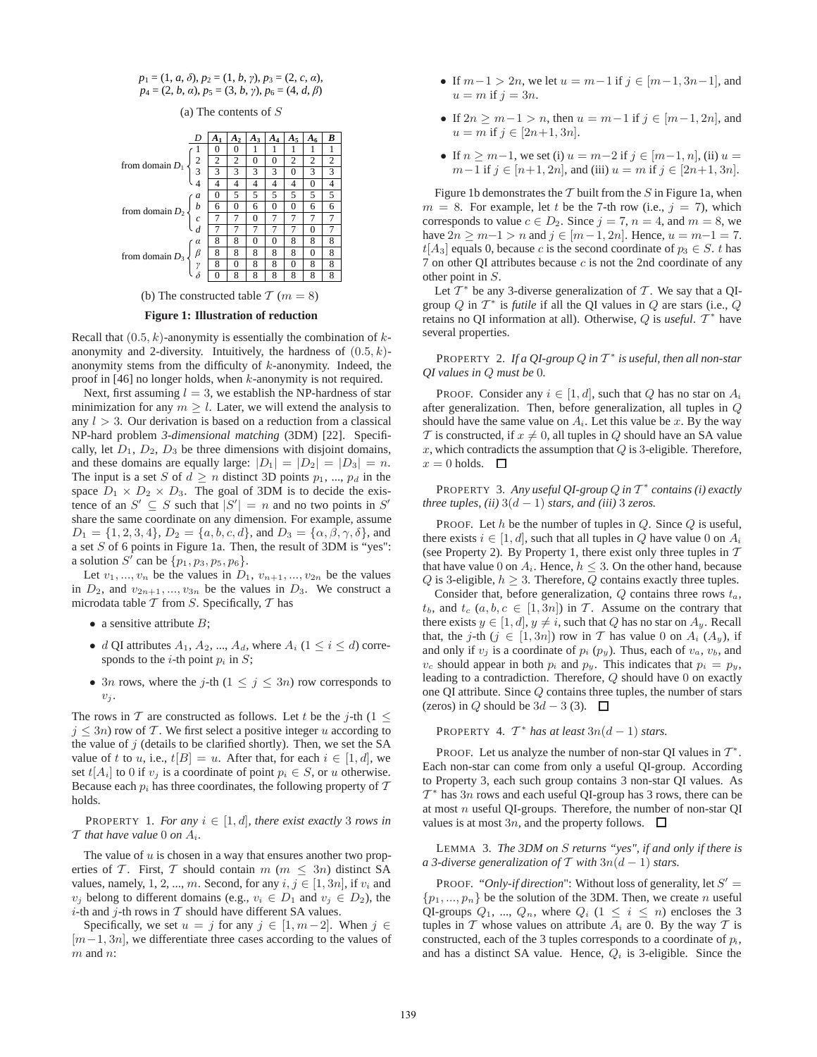$p_1 = (1, a, \delta)$, $p_2 = (1, b, \gamma)$, $p_3 = (2, c, \alpha)$,
$p_4 = (2, b, \alpha)$, $p_5 = (3, b, \gamma)$, $p_6 = (4, d, \beta)$

(a) The contents of $S$

| | D | $A_1$ | $A_2$ | $A_3$ | $A_4$ | $A_5$ | $A_6$ | B |
|---|---|---|---|---|---|---|---|---|
| from domain $D_1$ | 1 | 0 | 0 | 1 | 1 | 1 | 1 | 1 |
| | 2 | 2 | 2 | 0 | 0 | 2 | 2 | 2 |
| | 3 | 3 | 3 | 3 | 3 | 0 | 3 | 3 |
| | 4 | 4 | 4 | 4 | 4 | 4 | 0 | 4 |
| from domain $D_2$ | a | 0 | 5 | 5 | 5 | 5 | 5 | 5 |
| | b | 6 | 0 | 6 | 0 | 0 | 6 | 6 |
| | c | 7 | 7 | 0 | 7 | 7 | 7 | 7 |
| | d | 7 | 7 | 7 | 7 | 7 | 0 | 7 |
| from domain $D_3$ | $\alpha$ | 8 | 8 | 0 | 0 | 8 | 8 | 8 |
| | $\beta$ | 8 | 8 | 8 | 8 | 8 | 0 | 8 |
| | $\gamma$ | 8 | 0 | 8 | 8 | 0 | 8 | 8 |
| | $\delta$ | 0 | 8 | 8 | 8 | 8 | 8 | 8 |

(b) The constructed table $\mathcal{T}$ ($m = 8$)

**Figure 1: Illustration of reduction**

Recall that $(0.5, k)$-anonymity is essentially the combination of $k$-anonymity and 2-diversity. Intuitively, the hardness of $(0.5, k)$-anonymity stems from the difficulty of $k$-anonymity. Indeed, the proof in [46] no longer holds, when $k$-anonymity is not required.

Next, first assuming $l = 3$, we establish the NP-hardness of star minimization for any $m \geq l$. Later, we will extend the analysis to any $l > 3$. Our derivation is based on a reduction from a classical NP-hard problem *3-dimensional matching* (3DM) [22]. Specifically, let $D_1$, $D_2$, $D_3$ be three dimensions with disjoint domains, and these domains are equally large: $|D_1| = |D_2| = |D_3| = n$. The input is a set $S$ of $d \geq n$ distinct 3D points $p_1, ..., p_d$ in the space $D_1 \times D_2 \times D_3$. The goal of 3DM is to decide the existence of an $S' \subseteq S$ such that $|S'| = n$ and no two points in $S'$ share the same coordinate on any dimension. For example, assume $D_1 = \{1, 2, 3, 4\}$, $D_2 = \{a, b, c, d\}$, and $D_3 = \{\alpha, \beta, \gamma, \delta\}$, and a set $S$ of 6 points in Figure 1a. Then, the result of 3DM is "yes": a solution $S'$ can be $\{p_1, p_3, p_5, p_6\}$.

Let $v_1, ..., v_n$ be the values in $D_1$, $v_{n+1}, ..., v_{2n}$ be the values in $D_2$, and $v_{2n+1}, ..., v_{3n}$ be the values in $D_3$. We construct a microdata table $\mathcal{T}$ from $S$. Specifically, $\mathcal{T}$ has

- a sensitive attribute $B$;
- $d$ QI attributes $A_1, A_2, ..., A_d$, where $A_i$ ($1 \leq i \leq d$) corresponds to the $i$-th point $p_i$ in $S$;
- $3n$ rows, where the $j$-th ($1 \leq j \leq 3n$) row corresponds to $v_j$.

The rows in $\mathcal{T}$ are constructed as follows. Let $t$ be the $j$-th ($1 \leq j \leq 3n$) row of $\mathcal{T}$. We first select a positive integer $u$ according to the value of $j$ (details to be clarified shortly). Then, we set the SA value of $t$ to $u$, i.e., $t[B] = u$. After that, for each $i \in [1, d]$, we set $t[A_i]$ to 0 if $v_j$ is a coordinate of point $p_i \in S$, or $u$ otherwise. Because each $p_i$ has three coordinates, the following property of $\mathcal{T}$ holds.

PROPERTY 1. *For any $i \in [1, d]$, there exist exactly 3 rows in $\mathcal{T}$ that have value 0 on $A_i$.*

The value of $u$ is chosen in a way that ensures another two properties of $\mathcal{T}$. First, $\mathcal{T}$ should contain $m$ ($m \leq 3n$) distinct SA values, namely, 1, 2, ..., $m$. Second, for any $i, j \in [1, 3n]$, if $v_i$ and $v_j$ belong to different domains (e.g., $v_i \in D_1$ and $v_j \in D_2$), the $i$-th and $j$-th rows in $\mathcal{T}$ should have different SA values.

Specifically, we set $u = j$ for any $j \in [1, m-2]$. When $j \in [m-1, 3n]$, we differentiate three cases according to the values of $m$ and $n$:

- If $m-1 > 2n$, we let $u = m-1$ if $j \in [m-1, 3n-1]$, and $u = m$ if $j = 3n$.
- If $2n \geq m-1 > n$, then $u = m-1$ if $j \in [m-1, 2n]$, and $u = m$ if $j \in [2n+1, 3n]$.
- If $n \geq m-1$, we set (i) $u = m-2$ if $j \in [m-1, n]$, (ii) $u = m-1$ if $j \in [n+1, 2n]$, and (iii) $u = m$ if $j \in [2n+1, 3n]$.

Figure 1b demonstrates the $\mathcal{T}$ built from the $S$ in Figure 1a, when $m = 8$. For example, let $t$ be the 7-th row (i.e., $j = 7$), which corresponds to value $c \in D_2$. Since $j = 7$, $n = 4$, and $m = 8$, we have $2n \geq m-1 > n$ and $j \in [m-1, 2n]$. Hence, $u = m-1 = 7$. $t[A_3]$ equals 0, because $c$ is the second coordinate of $p_3 \in S$. $t$ has 7 on other QI attributes because $c$ is not the 2nd coordinate of any other point in $S$.

Let $\mathcal{T}^*$ be any 3-diverse generalization of $\mathcal{T}$. We say that a QI-group $Q$ in $\mathcal{T}^*$ is *futile* if all the QI values in $Q$ are stars (i.e., $Q$ retains no QI information at all). Otherwise, $Q$ is *useful*. $\mathcal{T}^*$ have several properties.

PROPERTY 2. *If a QI-group $Q$ in $\mathcal{T}^*$ is useful, then all non-star QI values in $Q$ must be 0.*

PROOF. Consider any $i \in [1, d]$, such that $Q$ has no star on $A_i$ after generalization. Then, before generalization, all tuples in $Q$ should have the same value on $A_i$. Let this value be $x$. By the way $\mathcal{T}$ is constructed, if $x \neq 0$, all tuples in $Q$ should have an SA value $x$, which contradicts the assumption that $Q$ is 3-eligible. Therefore, $x = 0$ holds. □

PROPERTY 3. *Any useful QI-group $Q$ in $\mathcal{T}^*$ contains (i) exactly three tuples, (ii) $3(d-1)$ stars, and (iii) 3 zeros.*

PROOF. Let $h$ be the number of tuples in $Q$. Since $Q$ is useful, there exists $i \in [1, d]$, such that all tuples in $Q$ have value 0 on $A_i$ (see Property 2). By Property 1, there exist only three tuples in $\mathcal{T}$ that have value 0 on $A_i$. Hence, $h \leq 3$. On the other hand, because $Q$ is 3-eligible, $h \geq 3$. Therefore, $Q$ contains exactly three tuples.

Consider that, before generalization, $Q$ contains three rows $t_a$, $t_b$, and $t_c$ ($a, b, c \in [1, 3n]$) in $\mathcal{T}$. Assume on the contrary that there exists $y \in [1, d]$, $y \neq i$, such that $Q$ has no star on $A_y$. Recall that, the $j$-th ($j \in [1, 3n]$) row in $\mathcal{T}$ has value 0 on $A_i$ ($A_y$), if and only if $v_j$ is a coordinate of $p_i$ ($p_y$). Thus, each of $v_a$, $v_b$, and $v_c$ should appear in both $p_i$ and $p_y$. This indicates that $p_i = p_y$, leading to a contradiction. Therefore, $Q$ should have 0 on exactly one QI attribute. Since $Q$ contains three tuples, the number of stars (zeros) in $Q$ should be $3d - 3$ (3). □

PROPERTY 4. *$\mathcal{T}^*$ has at least $3n(d-1)$ stars.*

PROOF. Let us analyze the number of non-star QI values in $\mathcal{T}^*$. Each non-star can come from only a useful QI-group. According to Property 3, each such group contains 3 non-star QI values. As $\mathcal{T}^*$ has $3n$ rows and each useful QI-group has 3 rows, there can be at most $n$ useful QI-groups. Therefore, the number of non-star QI values is at most $3n$, and the property follows. □

LEMMA 3. *The 3DM on $S$ returns "yes", if and only if there is a 3-diverse generalization of $\mathcal{T}$ with $3n(d-1)$ stars.*

PROOF. "*Only-if direction*": Without loss of generality, let $S' = \{p_1, ..., p_n\}$ be the solution of the 3DM. Then, we create $n$ useful QI-groups $Q_1$, ..., $Q_n$, where $Q_i$ ($1 \leq i \leq n$) encloses the 3 tuples in $\mathcal{T}$ whose values on attribute $A_i$ are 0. By the way $\mathcal{T}$ is constructed, each of the 3 tuples corresponds to a coordinate of $p_i$, and has a distinct SA value. Hence, $Q_i$ is 3-eligible. Since the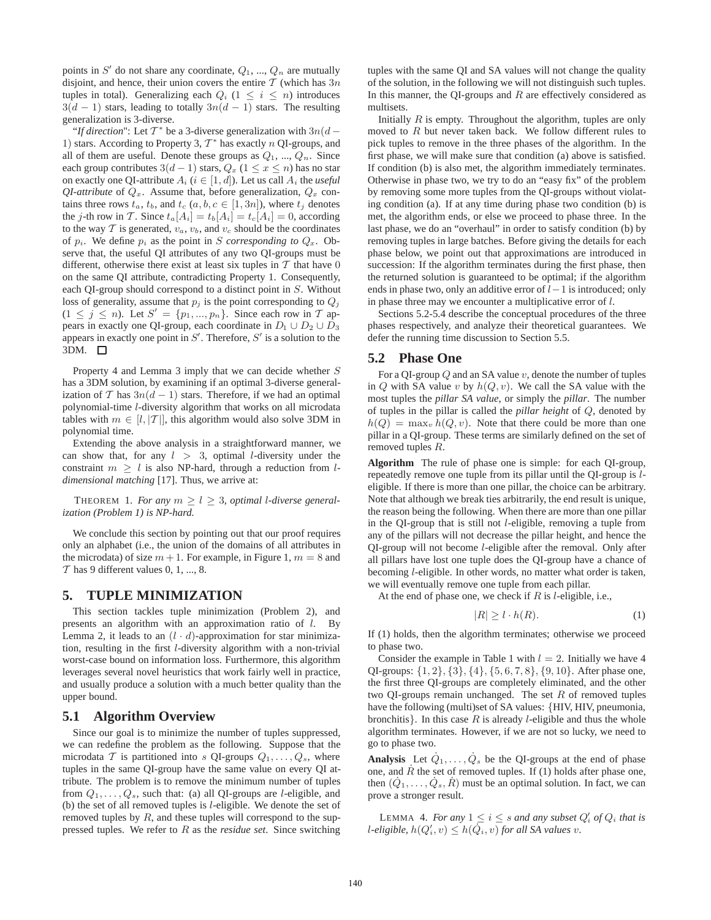points in $S'$ do not share any coordinate, $Q_1$, ..., $Q_n$ are mutually disjoint, and hence, their union covers the entire $\mathcal{T}$ (which has $3n$ tuples in total). Generalizing each $Q_i$ ($1 \leq i \leq n$) introduces $3(d-1)$ stars, leading to totally $3n(d-1)$ stars. The resulting generalization is 3-diverse.

"*If direction*": Let $\mathcal{T}^*$ be a 3-diverse generalization with $3n(d-1)$ stars. According to Property 3, $\mathcal{T}^*$ has exactly $n$ QI-groups, and all of them are useful. Denote these groups as $Q_1$, ..., $Q_n$. Since each group contributes $3(d-1)$ stars, $Q_x$ ($1 \leq x \leq n$) has no star on exactly one QI-attribute $A_i$ ($i \in [1, d]$). Let us call $A_i$ the *useful QI-attribute* of $Q_x$. Assume that, before generalization, $Q_x$ contains three rows $t_a$, $t_b$, and $t_c$ ($a, b, c \in [1, 3n]$), where $t_j$ denotes the $j$-th row in $\mathcal{T}$. Since $t_a[A_i] = t_b[A_i] = t_c[A_i] = 0$, according to the way $\mathcal{T}$ is generated, $v_a$, $v_b$, and $v_c$ should be the coordinates of $p_i$. We define $p_i$ as the point in $S$ *corresponding to* $Q_x$. Observe that, the useful QI attributes of any two QI-groups must be different, otherwise there exist at least six tuples in $\mathcal{T}$ that have 0 on the same QI attribute, contradicting Property 1. Consequently, each QI-group should correspond to a distinct point in $S$. Without loss of generality, assume that $p_j$ is the point corresponding to $Q_j$ ($1 \leq j \leq n$). Let $S' = \{p_1, ..., p_n\}$. Since each row in $\mathcal{T}$ appears in exactly one QI-group, each coordinate in $D_1 \cup D_2 \cup D_3$ appears in exactly one point in $S'$. Therefore, $S'$ is a solution to the 3DM. □

Property 4 and Lemma 3 imply that we can decide whether $S$ has a 3DM solution, by examining if an optimal 3-diverse generalization of $\mathcal{T}$ has $3n(d-1)$ stars. Therefore, if we had an optimal polynomial-time $l$-diversity algorithm that works on all microdata tables with $m \in [l, |\mathcal{T}|]$, this algorithm would also solve 3DM in polynomial time.

Extending the above analysis in a straightforward manner, we can show that, for any $l > 3$, optimal $l$-diversity under the constraint $m \geq l$ is also NP-hard, through a reduction from *$l$-dimensional matching* [17]. Thus, we arrive at:

THEOREM 1. *For any $m \geq l \geq 3$, optimal $l$-diverse generalization (Problem 1) is NP-hard.*

We conclude this section by pointing out that our proof requires only an alphabet (i.e., the union of the domains of all attributes in the microdata) of size $m+1$. For example, in Figure 1, $m = 8$ and $\mathcal{T}$ has 9 different values 0, 1, ..., 8.

# 5. TUPLE MINIMIZATION

This section tackles tuple minimization (Problem 2), and presents an algorithm with an approximation ratio of $l$. By Lemma 2, it leads to an $(l \cdot d)$-approximation for star minimization, resulting in the first $l$-diversity algorithm with a non-trivial worst-case bound on information loss. Furthermore, this algorithm leverages several novel heuristics that work fairly well in practice, and usually produce a solution with a much better quality than the upper bound.

## 5.1 Algorithm Overview

Since our goal is to minimize the number of tuples suppressed, we can redefine the problem as the following. Suppose that the microdata $\mathcal{T}$ is partitioned into $s$ QI-groups $Q_1, \ldots, Q_s$, where tuples in the same QI-group have the same value on every QI attribute. The problem is to remove the minimum number of tuples from $Q_1, \ldots, Q_s$, such that: (a) all QI-groups are $l$-eligible, and (b) the set of all removed tuples is $l$-eligible. We denote the set of removed tuples by $R$, and these tuples will correspond to the suppressed tuples. We refer to $R$ as the *residue set*. Since switching tuples with the same QI and SA values will not change the quality of the solution, in the following we will not distinguish such tuples. In this manner, the QI-groups and $R$ are effectively considered as multisets.

Initially $R$ is empty. Throughout the algorithm, tuples are only moved to $R$ but never taken back. We follow different rules to pick tuples to remove in the three phases of the algorithm. In the first phase, we will make sure that condition (a) above is satisfied. If condition (b) is also met, the algorithm immediately terminates. Otherwise in phase two, we try to do an "easy fix" of the problem by removing some more tuples from the QI-groups without violating condition (a). If at any time during phase two condition (b) is met, the algorithm ends, or else we proceed to phase three. In the last phase, we do an "overhaul" in order to satisfy condition (b) by removing tuples in large batches. Before giving the details for each phase below, we point out that approximations are introduced in succession: If the algorithm terminates during the first phase, then the returned solution is guaranteed to be optimal; if the algorithm ends in phase two, only an additive error of $l-1$ is introduced; only in phase three may we encounter a multiplicative error of $l$.

Sections 5.2-5.4 describe the conceptual procedures of the three phases respectively, and analyze their theoretical guarantees. We defer the running time discussion to Section 5.5.

## 5.2 Phase One

For a QI-group $Q$ and an SA value $v$, denote the number of tuples in $Q$ with SA value $v$ by $h(Q, v)$. We call the SA value with the most tuples the *pillar SA value*, or simply the *pillar*. The number of tuples in the pillar is called the *pillar height* of $Q$, denoted by $h(Q) = \max_v h(Q, v)$. Note that there could be more than one pillar in a QI-group. These terms are similarly defined on the set of removed tuples $R$.

**Algorithm** The rule of phase one is simple: for each QI-group, repeatedly remove one tuple from its pillar until the QI-group is $l$-eligible. If there is more than one pillar, the choice can be arbitrary. Note that although we break ties arbitrarily, the end result is unique, the reason being the following. When there are more than one pillar in the QI-group that is still not $l$-eligible, removing a tuple from any of the pillars will not decrease the pillar height, and hence the QI-group will not become $l$-eligible after the removal. Only after all pillars have lost one tuple does the QI-group have a chance of becoming $l$-eligible. In other words, no matter what order is taken, we will eventually remove one tuple from each pillar.

At the end of phase one, we check if $R$ is $l$-eligible, i.e.,

$$|R| \geq l \cdot h(R). \tag{1}$$

If (1) holds, then the algorithm terminates; otherwise we proceed to phase two.

Consider the example in Table 1 with $l = 2$. Initially we have 4 QI-groups: $\{1, 2\}, \{3\}, \{4\}, \{5, 6, 7, 8\}, \{9, 10\}$. After phase one, the first three QI-groups are completely eliminated, and the other two QI-groups remain unchanged. The set $R$ of removed tuples have the following (multi)set of SA values: {HIV, HIV, pneumonia, bronchitis}. In this case $R$ is already $l$-eligible and thus the whole algorithm terminates. However, if we are not so lucky, we need to go to phase two.

**Analysis** Let $\dot{Q}_1, \ldots, \dot{Q}_s$ be the QI-groups at the end of phase one, and $\dot{R}$ the set of removed tuples. If (1) holds after phase one, then $(\dot{Q}_1, \ldots, \dot{Q}_s, \dot{R})$ must be an optimal solution. In fact, we can prove a stronger result.

LEMMA 4. *For any $1 \leq i \leq s$ and any subset $Q'_i$ of $Q_i$ that is $l$-eligible, $h(Q'_i, v) \leq h(\dot{Q}_i, v)$ for all SA values $v$.*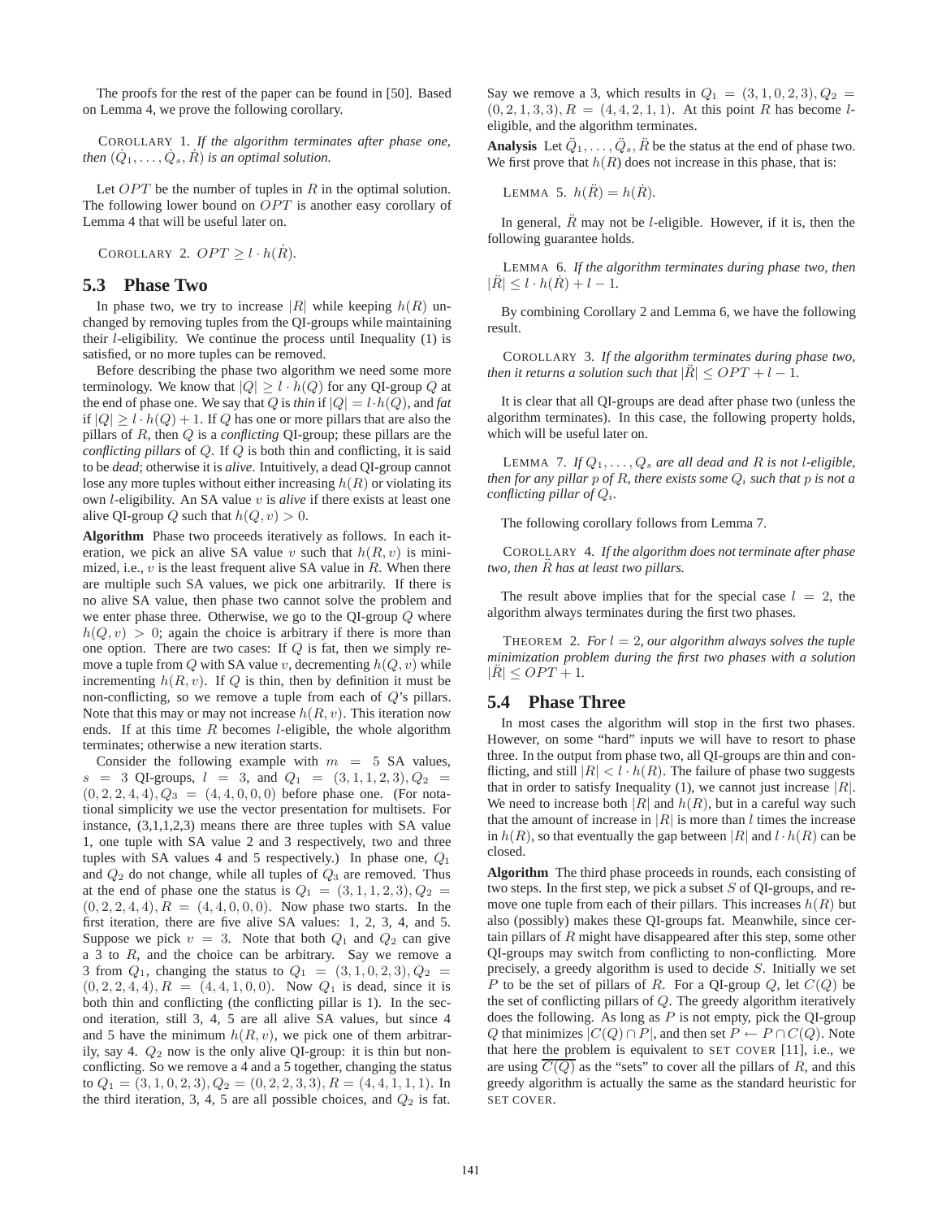The proofs for the rest of the paper can be found in [50]. Based on Lemma 4, we prove the following corollary.

COROLLARY 1. *If the algorithm terminates after phase one, then $(\dot{Q}_1, \ldots, \dot{Q}_s, \dot{R})$ is an optimal solution.*

Let $OPT$ be the number of tuples in $R$ in the optimal solution. The following lower bound on $OPT$ is another easy corollary of Lemma 4 that will be useful later on.

COROLLARY 2. $OPT \geq l \cdot h(\dot{R})$.

## 5.3 Phase Two

In phase two, we try to increase $|R|$ while keeping $h(R)$ unchanged by removing tuples from the QI-groups while maintaining their $l$-eligibility. We continue the process until Inequality (1) is satisfied, or no more tuples can be removed.

Before describing the phase two algorithm we need some more terminology. We know that $|Q| \geq l \cdot h(Q)$ for any QI-group $Q$ at the end of phase one. We say that $Q$ is *thin* if $|Q| = l \cdot h(Q)$, and *fat* if $|Q| \geq l \cdot h(Q) + 1$. If $Q$ has one or more pillars that are also the pillars of $R$, then $Q$ is a *conflicting* QI-group; these pillars are the *conflicting pillars* of $Q$. If $Q$ is both thin and conflicting, it is said to be *dead*; otherwise it is *alive*. Intuitively, a dead QI-group cannot lose any more tuples without either increasing $h(R)$ or violating its own $l$-eligibility. An SA value $v$ is *alive* if there exists at least one alive QI-group $Q$ such that $h(Q, v) > 0$.

**Algorithm** Phase two proceeds iteratively as follows. In each iteration, we pick an alive SA value $v$ such that $h(R, v)$ is minimized, i.e., $v$ is the least frequent alive SA value in $R$. When there are multiple such SA values, we pick one arbitrarily. If there is no alive SA value, then phase two cannot solve the problem and we enter phase three. Otherwise, we go to the QI-group $Q$ where $h(Q, v) > 0$; again the choice is arbitrary if there is more than one option. There are two cases: If $Q$ is fat, then we simply remove a tuple from $Q$ with SA value $v$, decrementing $h(Q, v)$ while incrementing $h(R, v)$. If $Q$ is thin, then by definition it must be non-conflicting, so we remove a tuple from each of $Q$'s pillars. Note that this may or may not increase $h(R, v)$. This iteration now ends. If at this time $R$ becomes $l$-eligible, the whole algorithm terminates; otherwise a new iteration starts.

Consider the following example with $m = 5$ SA values, $s = 3$ QI-groups, $l = 3$, and $Q_1 = (3, 1, 1, 2, 3), Q_2 = (0, 2, 2, 4, 4), Q_3 = (4, 4, 0, 0, 0)$ before phase one. (For notational simplicity we use the vector presentation for multisets. For instance, (3,1,1,2,3) means there are three tuples with SA value 1, one tuple with SA value 2 and 3 respectively, two and three tuples with SA values 4 and 5 respectively.) In phase one, $Q_1$ and $Q_2$ do not change, while all tuples of $Q_3$ are removed. Thus at the end of phase one the status is $Q_1 = (3, 1, 1, 2, 3), Q_2 = (0, 2, 2, 4, 4), R = (4, 4, 0, 0, 0)$. Now phase two starts. In the first iteration, there are five alive SA values: 1, 2, 3, 4, and 5. Suppose we pick $v = 3$. Note that both $Q_1$ and $Q_2$ can give a 3 to $R$, and the choice can be arbitrary. Say we remove a 3 from $Q_1$, changing the status to $Q_1 = (3, 1, 0, 2, 3), Q_2 = (0, 2, 2, 4, 4), R = (4, 4, 1, 0, 0)$. Now $Q_1$ is dead, since it is both thin and conflicting (the conflicting pillar is 1). In the second iteration, still 3, 4, 5 are all alive SA values, but since 4 and 5 have the minimum $h(R, v)$, we pick one of them arbitrarily, say 4. $Q_2$ now is the only alive QI-group: it is thin but nonconflicting. So we remove a 4 and a 5 together, changing the status to $Q_1 = (3, 1, 0, 2, 3), Q_2 = (0, 2, 2, 3, 3), R = (4, 4, 1, 1, 1)$. In the third iteration, 3, 4, 5 are all possible choices, and $Q_2$ is fat. Say we remove a 3, which results in $Q_1 = (3, 1, 0, 2, 3), Q_2 = (0, 2, 1, 3, 3), R = (4, 4, 2, 1, 1)$. At this point $R$ has become $l$-eligible, and the algorithm terminates.

**Analysis** Let $\ddot{Q}_1, \ldots, \ddot{Q}_s, \ddot{R}$ be the status at the end of phase two. We first prove that $h(R)$ does not increase in this phase, that is:

LEMMA 5. $h(\ddot{R}) = h(\dot{R})$.

In general, $\ddot{R}$ may not be $l$-eligible. However, if it is, then the following guarantee holds.

LEMMA 6. *If the algorithm terminates during phase two, then* $|\ddot{R}| \leq l \cdot h(\dot{R}) + l - 1$.

By combining Corollary 2 and Lemma 6, we have the following result.

COROLLARY 3. *If the algorithm terminates during phase two, then it returns a solution such that* $|\ddot{R}| \leq OPT + l - 1$.

It is clear that all QI-groups are dead after phase two (unless the algorithm terminates). In this case, the following property holds, which will be useful later on.

LEMMA 7. *If $Q_1, \ldots, Q_s$ are all dead and $R$ is not $l$-eligible, then for any pillar $p$ of $R$, there exists some $Q_i$ such that $p$ is not a conflicting pillar of $Q_i$.*

The following corollary follows from Lemma 7.

COROLLARY 4. *If the algorithm does not terminate after phase two, then $\ddot{R}$ has at least two pillars.*

The result above implies that for the special case $l = 2$, the algorithm always terminates during the first two phases.

THEOREM 2. *For $l = 2$, our algorithm always solves the tuple minimization problem during the first two phases with a solution* $|\ddot{R}| \leq OPT + 1$.

## 5.4 Phase Three

In most cases the algorithm will stop in the first two phases. However, on some "hard" inputs we will have to resort to phase three. In the output from phase two, all QI-groups are thin and conflicting, and still $|R| < l \cdot h(R)$. The failure of phase two suggests that in order to satisfy Inequality (1), we cannot just increase $|R|$. We need to increase both $|R|$ and $h(R)$, but in a careful way such that the amount of increase in $|R|$ is more than $l$ times the increase in $h(R)$, so that eventually the gap between $|R|$ and $l \cdot h(R)$ can be closed.

**Algorithm** The third phase proceeds in rounds, each consisting of two steps. In the first step, we pick a subset $S$ of QI-groups, and remove one tuple from each of their pillars. This increases $h(R)$ but also (possibly) makes these QI-groups fat. Meanwhile, since certain pillars of $R$ might have disappeared after this step, some other QI-groups may switch from conflicting to non-conflicting. More precisely, a greedy algorithm is used to decide $S$. Initially we set $P$ to be the set of pillars of $R$. For a QI-group $Q$, let $C(Q)$ be the set of conflicting pillars of $Q$. The greedy algorithm iteratively does the following. As long as $P$ is not empty, pick the QI-group $Q$ that minimizes $|C(Q) \cap P|$, and then set $P \leftarrow P \cap C(Q)$. Note that here the problem is equivalent to SET COVER [11], i.e., we are using $\overline{C(Q)}$ as the "sets" to cover all the pillars of $R$, and this greedy algorithm is actually the same as the standard heuristic for SET COVER.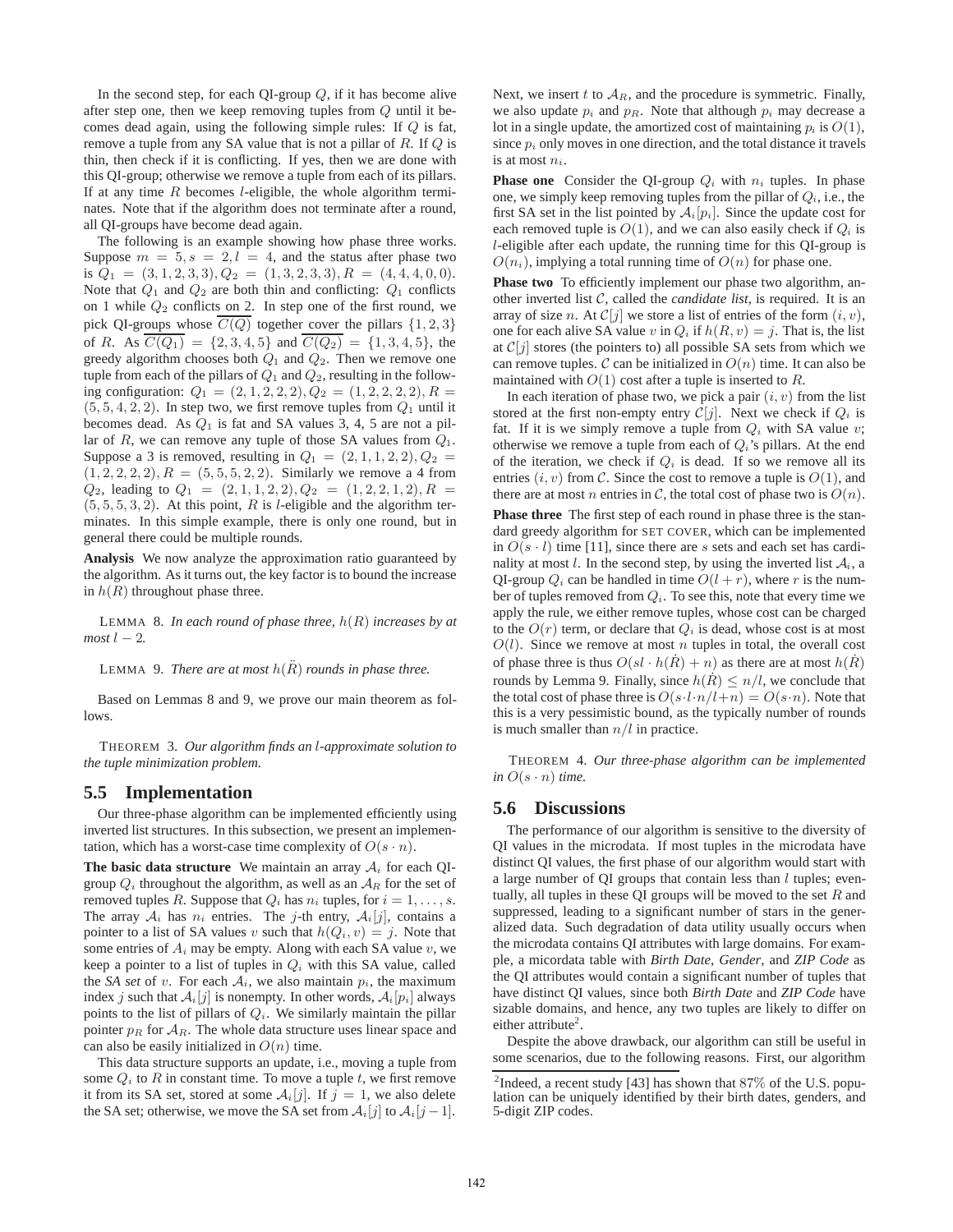In the second step, for each QI-group $Q$, if it has become alive after step one, then we keep removing tuples from $Q$ until it becomes dead again, using the following simple rules: If $Q$ is fat, remove a tuple from any SA value that is not a pillar of $R$. If $Q$ is thin, then check if it is conflicting. If yes, then we are done with this QI-group; otherwise we remove a tuple from each of its pillars. If at any time $R$ becomes $l$-eligible, the whole algorithm terminates. Note that if the algorithm does not terminate after a round, all QI-groups have become dead again.

The following is an example showing how phase three works. Suppose $m = 5, s = 2, l = 4$, and the status after phase two is $Q_1 = (3, 1, 2, 3, 3), Q_2 = (1, 3, 2, 3, 3), R = (4, 4, 4, 0, 0)$. Note that $Q_1$ and $Q_2$ are both thin and conflicting: $Q_1$ conflicts on 1 while $Q_2$ conflicts on 2. In step one of the first round, we pick QI-groups whose $\overline{C(Q)}$ together cover the pillars $\{1, 2, 3\}$ of $R$. As $\overline{C(Q_1)} = \{2, 3, 4, 5\}$ and $\overline{C(Q_2)} = \{1, 3, 4, 5\}$, the greedy algorithm chooses both $Q_1$ and $Q_2$. Then we remove one tuple from each of the pillars of $Q_1$ and $Q_2$, resulting in the following configuration: $Q_1 = (2, 1, 2, 2, 2), Q_2 = (1, 2, 2, 2, 2), R = (5, 5, 4, 2, 2)$. In step two, we first remove tuples from $Q_1$ until it becomes dead. As $Q_1$ is fat and SA values 3, 4, 5 are not a pillar of $R$, we can remove any tuple of those SA values from $Q_1$. Suppose a 3 is removed, resulting in $Q_1 = (2, 1, 1, 2, 2), Q_2 = (1, 2, 2, 2, 2), R = (5, 5, 5, 2, 2)$. Similarly we remove a 4 from $Q_2$, leading to $Q_1 = (2, 1, 1, 2, 2), Q_2 = (1, 2, 2, 1, 2), R = (5, 5, 5, 3, 2)$. At this point, $R$ is $l$-eligible and the algorithm terminates. In this simple example, there is only one round, but in general there could be multiple rounds.

**Analysis** We now analyze the approximation ratio guaranteed by the algorithm. As it turns out, the key factor is to bound the increase in $h(R)$ throughout phase three.

LEMMA 8. *In each round of phase three, $h(R)$ increases by at most $l - 2$.*

LEMMA 9. *There are at most $h(\ddot{R})$ rounds in phase three.*

Based on Lemmas 8 and 9, we prove our main theorem as follows.

THEOREM 3. *Our algorithm finds an $l$-approximate solution to the tuple minimization problem.*

## 5.5 Implementation

Our three-phase algorithm can be implemented efficiently using inverted list structures. In this subsection, we present an implementation, which has a worst-case time complexity of $O(s \cdot n)$.

**The basic data structure** We maintain an array $\mathcal{A}_i$ for each QI-group $Q_i$ throughout the algorithm, as well as an $\mathcal{A}_R$ for the set of removed tuples $R$. Suppose that $Q_i$ has $n_i$ tuples, for $i = 1, \ldots, s$. The array $\mathcal{A}_i$ has $n_i$ entries. The $j$-th entry, $\mathcal{A}_i[j]$, contains a pointer to a list of SA values $v$ such that $h(Q_i, v) = j$. Note that some entries of $A_i$ may be empty. Along with each SA value $v$, we keep a pointer to a list of tuples in $Q_i$ with this SA value, called the *SA set* of $v$. For each $\mathcal{A}_i$, we also maintain $p_i$, the maximum index $j$ such that $\mathcal{A}_i[j]$ is nonempty. In other words, $\mathcal{A}_i[p_i]$ always points to the list of pillars of $Q_i$. We similarly maintain the pillar pointer $p_R$ for $\mathcal{A}_R$. The whole data structure uses linear space and can also be easily initialized in $O(n)$ time.

This data structure supports an update, i.e., moving a tuple from some $Q_i$ to $R$ in constant time. To move a tuple $t$, we first remove it from its SA set, stored at some $\mathcal{A}_i[j]$. If $j = 1$, we also delete the SA set; otherwise, we move the SA set from $\mathcal{A}_i[j]$ to $\mathcal{A}_i[j-1]$. Next, we insert $t$ to $\mathcal{A}_R$, and the procedure is symmetric. Finally, we also update $p_i$ and $p_R$. Note that although $p_i$ may decrease a lot in a single update, the amortized cost of maintaining $p_i$ is $O(1)$, since $p_i$ only moves in one direction, and the total distance it travels is at most $n_i$.

**Phase one** Consider the QI-group $Q_i$ with $n_i$ tuples. In phase one, we simply keep removing tuples from the pillar of $Q_i$, i.e., the first SA set in the list pointed by $\mathcal{A}_i[p_i]$. Since the update cost for each removed tuple is $O(1)$, and we can also easily check if $Q_i$ is $l$-eligible after each update, the running time for this QI-group is $O(n_i)$, implying a total running time of $O(n)$ for phase one.

**Phase two** To efficiently implement our phase two algorithm, another inverted list $\mathcal{C}$, called the *candidate list*, is required. It is an array of size $n$. At $\mathcal{C}[j]$ we store a list of entries of the form $(i, v)$, one for each alive SA value $v$ in $Q_i$ if $h(R, v) = j$. That is, the list at $\mathcal{C}[j]$ stores (the pointers to) all possible SA sets from which we can remove tuples. $\mathcal{C}$ can be initialized in $O(n)$ time. It can also be maintained with $O(1)$ cost after a tuple is inserted to $R$.

In each iteration of phase two, we pick a pair $(i, v)$ from the list stored at the first non-empty entry $\mathcal{C}[j]$. Next we check if $Q_i$ is fat. If it is we simply remove a tuple from $Q_i$ with SA value $v$; otherwise we remove a tuple from each of $Q_i$'s pillars. At the end of the iteration, we check if $Q_i$ is dead. If so we remove all its entries $(i, v)$ from $\mathcal{C}$. Since the cost to remove a tuple is $O(1)$, and there are at most $n$ entries in $\mathcal{C}$, the total cost of phase two is $O(n)$.

**Phase three** The first step of each round in phase three is the standard greedy algorithm for SET COVER, which can be implemented in $O(s \cdot l)$ time [11], since there are $s$ sets and each set has cardinality at most $l$. In the second step, by using the inverted list $\mathcal{A}_i$, a QI-group $Q_i$ can be handled in time $O(l + r)$, where $r$ is the number of tuples removed from $Q_i$. To see this, note that every time we apply the rule, we either remove tuples, whose cost can be charged to the $O(r)$ term, or declare that $Q_i$ is dead, whose cost is at most $O(l)$. Since we remove at most $n$ tuples in total, the overall cost of phase three is thus $O(sl \cdot h(\dot{R}) + n)$ as there are at most $h(\dot{R})$ rounds by Lemma 9. Finally, since $h(\dot{R}) \leq n/l$, we conclude that the total cost of phase three is $O(s \cdot l \cdot n/l + n) = O(s \cdot n)$. Note that this is a very pessimistic bound, as the typically number of rounds is much smaller than $n/l$ in practice.

THEOREM 4. *Our three-phase algorithm can be implemented in $O(s \cdot n)$ time.*

## 5.6 Discussions

The performance of our algorithm is sensitive to the diversity of QI values in the microdata. If most tuples in the microdata have distinct QI values, the first phase of our algorithm would start with a large number of QI groups that contain less than $l$ tuples; eventually, all tuples in these QI groups will be moved to the set $R$ and suppressed, leading to a significant number of stars in the generalized data. Such degradation of data utility usually occurs when the microdata contains QI attributes with large domains. For example, a micordata table with *Birth Date*, *Gender*, and *ZIP Code* as the QI attributes would contain a significant number of tuples that have distinct QI values, since both *Birth Date* and *ZIP Code* have sizable domains, and hence, any two tuples are likely to differ on either attribute[2].

Despite the above drawback, our algorithm can still be useful in some scenarios, due to the following reasons. First, our algorithm

[2]Indeed, a recent study [43] has shown that 87% of the U.S. population can be uniquely identified by their birth dates, genders, and 5-digit ZIP codes.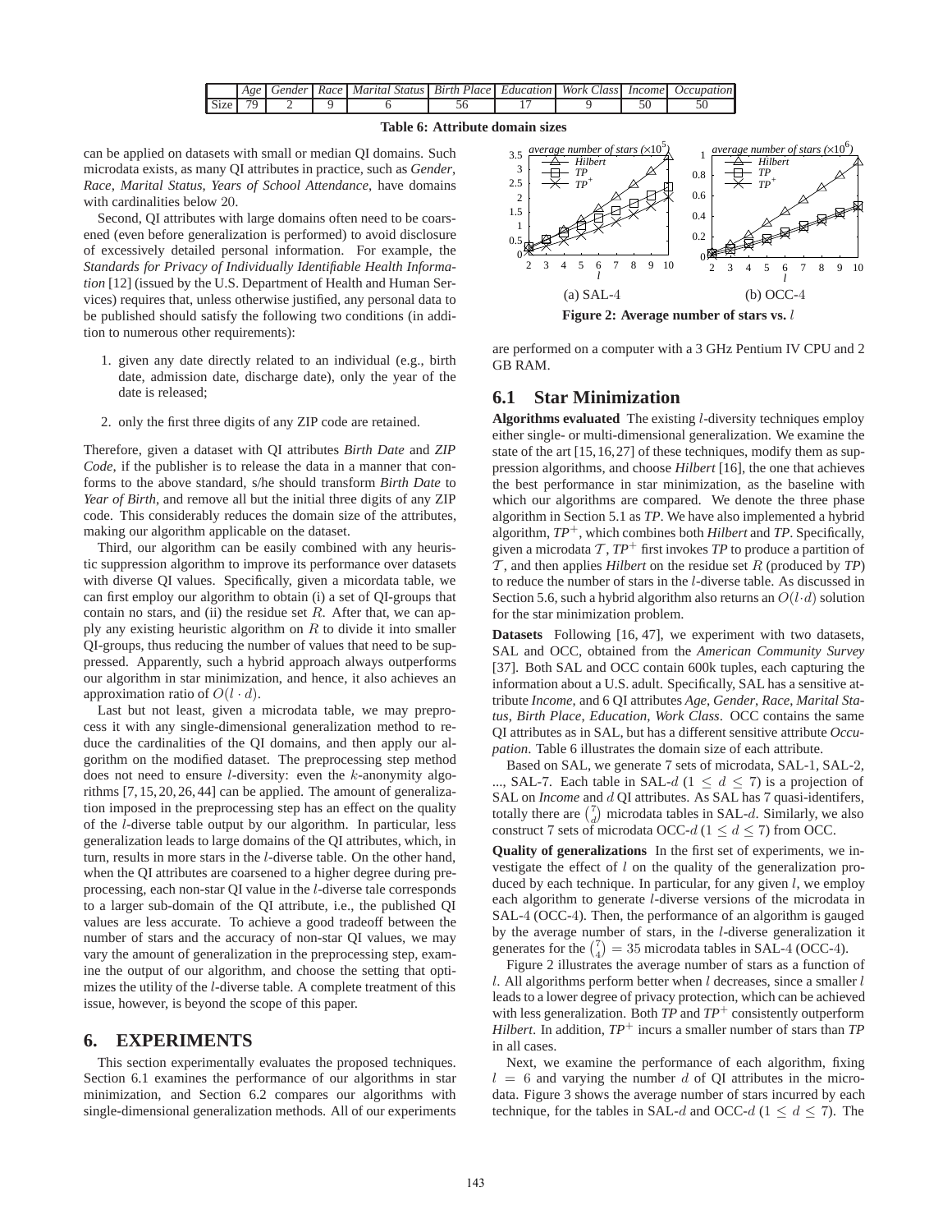| | Age | Gender | Race | Marital Status | Birth Place | Education | Work Class | Income | Occupation |
|---|---|---|---|---|---|---|---|---|---|
| Size | 79 | 2 | 9 | 6 | 56 | 17 | 9 | 50 | 50 |

**Table 6: Attribute domain sizes**

can be applied on datasets with small or median QI domains. Such microdata exists, as many QI attributes in practice, such as *Gender*, *Race*, *Marital Status*, *Years of School Attendance*, have domains with cardinalities below 20.

Second, QI attributes with large domains often need to be coarsened (even before generalization is performed) to avoid disclosure of excessively detailed personal information. For example, the *Standards for Privacy of Individually Identifiable Health Information* [12] (issued by the U.S. Department of Health and Human Services) requires that, unless otherwise justified, any personal data to be published should satisfy the following two conditions (in addition to numerous other requirements):

1. given any date directly related to an individual (e.g., birth date, admission date, discharge date), only the year of the date is released;
2. only the first three digits of any ZIP code are retained.

Therefore, given a dataset with QI attributes *Birth Date* and *ZIP Code*, if the publisher is to release the data in a manner that conforms to the above standard, s/he should transform *Birth Date* to *Year of Birth*, and remove all but the initial three digits of any ZIP code. This considerably reduces the domain size of the attributes, making our algorithm applicable on the dataset.

Third, our algorithm can be easily combined with any heuristic suppression algorithm to improve its performance over datasets with diverse QI values. Specifically, given a micordata table, we can first employ our algorithm to obtain (i) a set of QI-groups that contain no stars, and (ii) the residue set $R$. After that, we can apply any existing heuristic algorithm on $R$ to divide it into smaller QI-groups, thus reducing the number of values that need to be suppressed. Apparently, such a hybrid approach always outperforms our algorithm in star minimization, and hence, it also achieves an approximation ratio of $O(l \cdot d)$.

Last but not least, given a microdata table, we may preprocess it with any single-dimensional generalization method to reduce the cardinalities of the QI domains, and then apply our algorithm on the modified dataset. The preprocessing step method does not need to ensure $l$-diversity: even the $k$-anonymity algorithms [7, 15, 20, 26, 44] can be applied. The amount of generalization imposed in the preprocessing step has an effect on the quality of the $l$-diverse table output by our algorithm. In particular, less generalization leads to large domains of the QI attributes, which, in turn, results in more stars in the $l$-diverse table. On the other hand, when the QI attributes are coarsened to a higher degree during preprocessing, each non-star QI value in the $l$-diverse tale corresponds to a larger sub-domain of the QI attribute, i.e., the published QI values are less accurate. To achieve a good tradeoff between the number of stars and the accuracy of non-star QI values, we may vary the amount of generalization in the preprocessing step, examine the output of our algorithm, and choose the setting that optimizes the utility of the $l$-diverse table. A complete treatment of this issue, however, is beyond the scope of this paper.

# 6. EXPERIMENTS

This section experimentally evaluates the proposed techniques. Section 6.1 examines the performance of our algorithms in star minimization, and Section 6.2 compares our algorithms with single-dimensional generalization methods. All of our experiments are performed on a computer with a 3 GHz Pentium IV CPU and 2 GB RAM.

average number of stars ($\times 10^5$)
Hilbert
TP
TP+
3.5
3
2.5
2
1.5
1
0.5
0
2 3 4 5 6 7 8 9 10
l
(a) SAL-4

average number of stars ($\times 10^6$)
Hilbert
TP
TP+
1
0.8
0.6
0.4
0.2
0
2 3 4 5 6 7 8 9 10
l
(b) OCC-4

**Figure 2: Average number of stars vs. $l$**

## 6.1 Star Minimization

**Algorithms evaluated** The existing $l$-diversity techniques employ either single- or multi-dimensional generalization. We examine the state of the art [15, 16, 27] of these techniques, modify them as suppression algorithms, and choose *Hilbert* [16], the one that achieves the best performance in star minimization, as the baseline with which our algorithms are compared. We denote the three phase algorithm in Section 5.1 as *TP*. We have also implemented a hybrid algorithm, *TP*$^+$, which combines both *Hilbert* and *TP*. Specifically, given a microdata $\mathcal{T}$, *TP*$^+$ first invokes *TP* to produce a partition of $\mathcal{T}$, and then applies *Hilbert* on the residue set $R$ (produced by *TP*) to reduce the number of stars in the $l$-diverse table. As discussed in Section 5.6, such a hybrid algorithm also returns an $O(l \cdot d)$ solution for the star minimization problem.

**Datasets** Following [16, 47], we experiment with two datasets, SAL and OCC, obtained from the *American Community Survey* [37]. Both SAL and OCC contain 600k tuples, each capturing the information about a U.S. adult. Specifically, SAL has a sensitive attribute *Income*, and 6 QI attributes *Age*, *Gender*, *Race*, *Marital Status*, *Birth Place*, *Education*, *Work Class*. OCC contains the same QI attributes as in SAL, but has a different sensitive attribute *Occupation*. Table 6 illustrates the domain size of each attribute.

Based on SAL, we generate 7 sets of microdata, SAL-1, SAL-2, ..., SAL-7. Each table in SAL-$d$ ($1 \le d \le 7$) is a projection of SAL on *Income* and $d$ QI attributes. As SAL has 7 quasi-identifers, totally there are $\binom{7}{d}$ microdata tables in SAL-$d$. Similarly, we also construct 7 sets of microdata OCC-$d$ ($1 \le d \le 7$) from OCC.

**Quality of generalizations** In the first set of experiments, we investigate the effect of $l$ on the quality of the generalization produced by each technique. In particular, for any given $l$, we employ each algorithm to generate $l$-diverse versions of the microdata in SAL-4 (OCC-4). Then, the performance of an algorithm is gauged by the average number of stars, in the $l$-diverse generalization it generates for the $\binom{7}{4} = 35$ microdata tables in SAL-4 (OCC-4).

Figure 2 illustrates the average number of stars as a function of $l$. All algorithms perform better when $l$ decreases, since a smaller $l$ leads to a lower degree of privacy protection, which can be achieved with less generalization. Both *TP* and *TP*$^+$ consistently outperform *Hilbert*. In addition, *TP*$^+$ incurs a smaller number of stars than *TP* in all cases.

Next, we examine the performance of each algorithm, fixing $l = 6$ and varying the number $d$ of QI attributes in the microdata. Figure 3 shows the average number of stars incurred by each technique, for the tables in SAL-$d$ and OCC-$d$ ($1 \le d \le 7$). The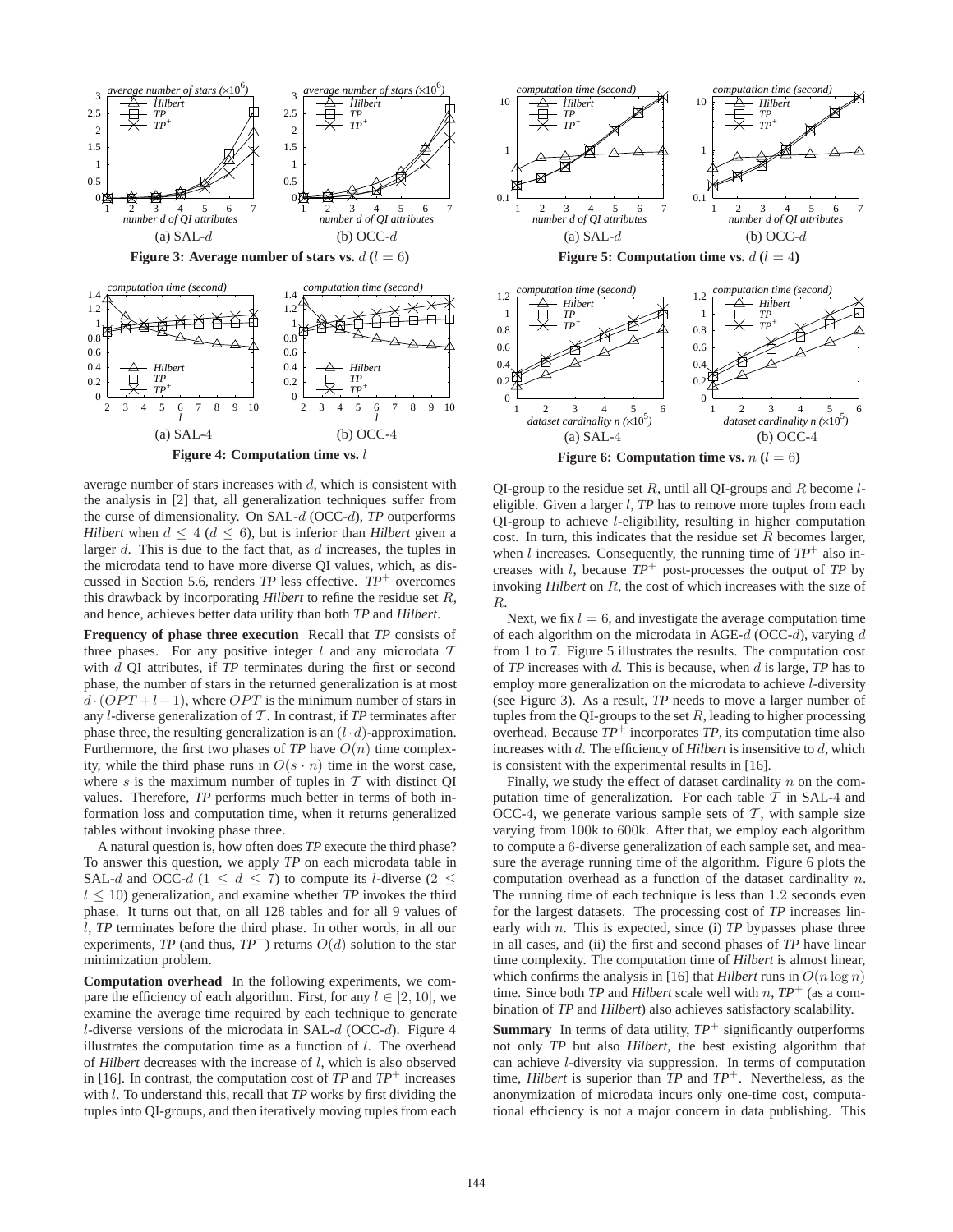Figure 3: Average number of stars vs. $d$ ($l = 6$)

Figure 4: Computation time vs. $l$

Figure 5: Computation time vs. $d$ ($l = 4$)

Figure 6: Computation time vs. $n$ ($l = 6$)

average number of stars increases with $d$, which is consistent with the analysis in [2] that, all generalization techniques suffer from the curse of dimensionality. On SAL-$d$ (OCC-$d$), *TP* outperforms *Hilbert* when $d \le 4$ ($d \le 6$), but is inferior than *Hilbert* given a larger $d$. This is due to the fact that, as $d$ increases, the tuples in the microdata tend to have more diverse QI values, which, as discussed in Section 5.6, renders *TP* less effective. *TP*$^+$ overcomes this drawback by incorporating *Hilbert* to refine the residue set $R$, and hence, achieves better data utility than both *TP* and *Hilbert*.

**Frequency of phase three execution** Recall that *TP* consists of three phases. For any positive integer $l$ and any microdata $\mathcal{T}$ with $d$ QI attributes, if *TP* terminates during the first or second phase, the number of stars in the returned generalization is at most $d \cdot (OPT + l - 1)$, where $OPT$ is the minimum number of stars in any $l$-diverse generalization of $\mathcal{T}$. In contrast, if *TP* terminates after phase three, the resulting generalization is an $(l \cdot d)$-approximation. Furthermore, the first two phases of *TP* have $O(n)$ time complexity, while the third phase runs in $O(s \cdot n)$ time in the worst case, where $s$ is the maximum number of tuples in $\mathcal{T}$ with distinct QI values. Therefore, *TP* performs much better in terms of both information loss and computation time, when it returns generalized tables without invoking phase three.

A natural question is, how often does *TP* execute the third phase? To answer this question, we apply *TP* on each microdata table in SAL-$d$ and OCC-$d$ ($1 \le d \le 7$) to compute its $l$-diverse ($2 \le l \le 10$) generalization, and examine whether *TP* invokes the third phase. It turns out that, on all 128 tables and for all 9 values of $l$, *TP* terminates before the third phase. In other words, in all our experiments, *TP* (and thus, *TP*$^+$) returns $O(d)$ solution to the star minimization problem.

**Computation overhead** In the following experiments, we compare the efficiency of each algorithm. First, for any $l \in [2, 10]$, we examine the average time required by each technique to generate $l$-diverse versions of the microdata in SAL-$d$ (OCC-$d$). Figure 4 illustrates the computation time as a function of $l$. The overhead of *Hilbert* decreases with the increase of $l$, which is also observed in [16]. In contrast, the computation cost of *TP* and *TP*$^+$ increases with $l$. To understand this, recall that *TP* works by first dividing the tuples into QI-groups, and then iteratively moving tuples from each QI-group to the residue set $R$, until all QI-groups and $R$ become $l$-eligible. Given a larger $l$, *TP* has to remove more tuples from each QI-group to achieve $l$-eligibility, resulting in higher computation cost. In turn, this indicates that the residue set $R$ becomes larger, when $l$ increases. Consequently, the running time of *TP*$^+$ also increases with $l$, because *TP*$^+$ post-processes the output of *TP* by invoking *Hilbert* on $R$, the cost of which increases with the size of $R$.

Next, we fix $l = 6$, and investigate the average computation time of each algorithm on the microdata in AGE-$d$ (OCC-$d$), varying $d$ from 1 to 7. Figure 5 illustrates the results. The computation cost of *TP* increases with $d$. This is because, when $d$ is large, *TP* has to employ more generalization on the microdata to achieve $l$-diversity (see Figure 3). As a result, *TP* needs to move a larger number of tuples from the QI-groups to the set $R$, leading to higher processing overhead. Because *TP*$^+$ incorporates *TP*, its computation time also increases with $d$. The efficiency of *Hilbert* is insensitive to $d$, which is consistent with the experimental results in [16].

Finally, we study the effect of dataset cardinality $n$ on the computation time of generalization. For each table $\mathcal{T}$ in SAL-4 and OCC-4, we generate various sample sets of $\mathcal{T}$, with sample size varying from 100k to 600k. After that, we employ each algorithm to compute a 6-diverse generalization of each sample set, and measure the average running time of the algorithm. Figure 6 plots the computation overhead as a function of the dataset cardinality $n$. The running time of each technique is less than 1.2 seconds even for the largest datasets. The processing cost of *TP* increases linearly with $n$. This is expected, since (i) *TP* bypasses phase three in all cases, and (ii) the first and second phases of *TP* have linear time complexity. The computation time of *Hilbert* is almost linear, which confirms the analysis in [16] that *Hilbert* runs in $O(n \log n)$ time. Since both *TP* and *Hilbert* scale well with $n$, *TP*$^+$ (as a combination of *TP* and *Hilbert*) also achieves satisfactory scalability.

**Summary** In terms of data utility, *TP*$^+$ significantly outperforms not only *TP* but also *Hilbert*, the best existing algorithm that can achieve $l$-diversity via suppression. In terms of computation time, *Hilbert* is superior than *TP* and *TP*$^+$. Nevertheless, as the anonymization of microdata incurs only one-time cost, computational efficiency is not a major concern in data publishing. This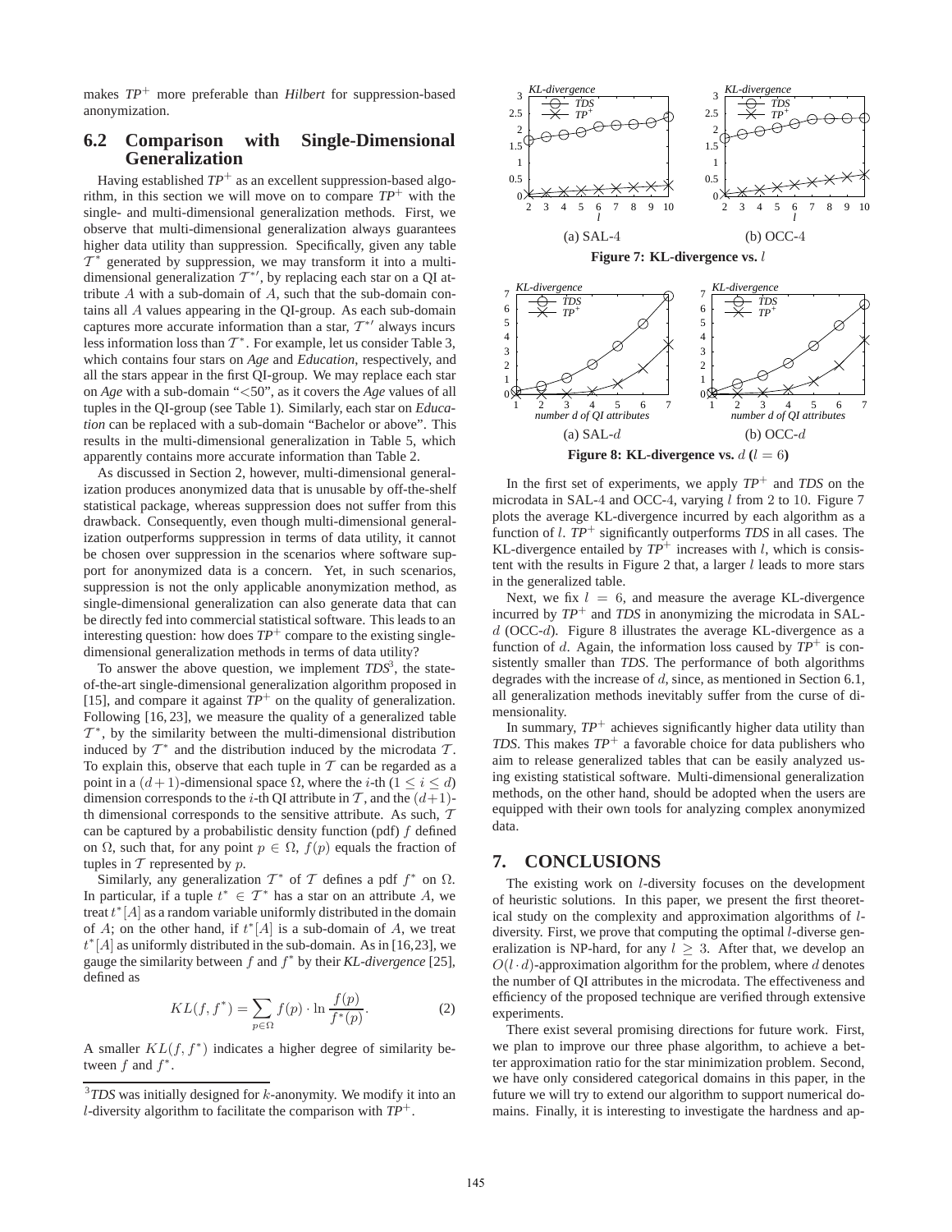makes $TP^+$ more preferable than *Hilbert* for suppression-based anonymization.

## 6.2 Comparison with Single-Dimensional Generalization

Having established $TP^+$ as an excellent suppression-based algorithm, in this section we will move on to compare $TP^+$ with the single- and multi-dimensional generalization methods. First, we observe that multi-dimensional generalization always guarantees higher data utility than suppression. Specifically, given any table $\mathcal{T}^*$ generated by suppression, we may transform it into a multi-dimensional generalization $\mathcal{T}^{*\prime}$, by replacing each star on a QI attribute $A$ with a sub-domain of $A$, such that the sub-domain contains all $A$ values appearing in the QI-group. As each sub-domain captures more accurate information than a star, $\mathcal{T}^{*\prime}$ always incurs less information loss than $\mathcal{T}^*$. For example, let us consider Table 3, which contains four stars on *Age* and *Education*, respectively, and all the stars appear in the first QI-group. We may replace each star on *Age* with a sub-domain "<50", as it covers the *Age* values of all tuples in the QI-group (see Table 1). Similarly, each star on *Education* can be replaced with a sub-domain "Bachelor or above". This results in the multi-dimensional generalization in Table 5, which apparently contains more accurate information than Table 2.

As discussed in Section 2, however, multi-dimensional generalization produces anonymized data that is unusable by off-the-shelf statistical package, whereas suppression does not suffer from this drawback. Consequently, even though multi-dimensional generalization outperforms suppression in terms of data utility, it cannot be chosen over suppression in the scenarios where software support for anonymized data is a concern. Yet, in such scenarios, suppression is not the only applicable anonymization method, as single-dimensional generalization can also generate data that can be directly fed into commercial statistical software. This leads to an interesting question: how does $TP^+$ compare to the existing single-dimensional generalization methods in terms of data utility?

To answer the above question, we implement *TDS*[3], the state-of-the-art single-dimensional generalization algorithm proposed in [15], and compare it against $TP^+$ on the quality of generalization. Following [16, 23], we measure the quality of a generalized table $\mathcal{T}^*$, by the similarity between the multi-dimensional distribution induced by $\mathcal{T}^*$ and the distribution induced by the microdata $\mathcal{T}$. To explain this, observe that each tuple in $\mathcal{T}$ can be regarded as a point in a $(d+1)$-dimensional space $\Omega$, where the $i$-th ($1 \le i \le d$) dimension corresponds to the $i$-th QI attribute in $\mathcal{T}$, and the $(d+1)$-th dimensional corresponds to the sensitive attribute. As such, $\mathcal{T}$ can be captured by a probabilistic density function (pdf) $f$ defined on $\Omega$, such that, for any point $p \in \Omega$, $f(p)$ equals the fraction of tuples in $\mathcal{T}$ represented by $p$.

Similarly, any generalization $\mathcal{T}^*$ of $\mathcal{T}$ defines a pdf $f^*$ on $\Omega$. In particular, if a tuple $t^* \in \mathcal{T}^*$ has a star on an attribute $A$, we treat $t^*[A]$ as a random variable uniformly distributed in the domain of $A$; on the other hand, if $t^*[A]$ is a sub-domain of $A$, we treat $t^*[A]$ as uniformly distributed in the sub-domain. As in [16,23], we gauge the similarity between $f$ and $f^*$ by their *KL-divergence* [25], defined as

$$KL(f, f^*) = \sum_{p \in \Omega} f(p) \cdot \ln \frac{f(p)}{f^*(p)}. \quad (2)$$

A smaller $KL(f, f^*)$ indicates a higher degree of similarity between $f$ and $f^*$.

[3] *TDS* was initially designed for $k$-anonymity. We modify it into an $l$-diversity algorithm to facilitate the comparison with $TP^+$.

KL-divergence
TDS
TP+
3
2.5
2
1.5
1
0.5
0
2 3 4 5 6 7 8 9 10
l

(a) SAL-4

KL-divergence
TDS
TP+
3
2.5
2
1.5
1
0.5
0
2 3 4 5 6 7 8 9 10
l

(b) OCC-4

**Figure 7: KL-divergence vs. $l$**

KL-divergence
TDS
TP+
7
6
5
4
3
2
1
0
1 2 3 4 5 6 7
number d of QI attributes

(a) SAL-$d$

KL-divergence
TDS
TP+
7
6
5
4
3
2
1
0
1 2 3 4 5 6 7
number d of QI attributes

(b) OCC-$d$

**Figure 8: KL-divergence vs. $d$ ($l = 6$)**

In the first set of experiments, we apply $TP^+$ and *TDS* on the microdata in SAL-4 and OCC-4, varying $l$ from 2 to 10. Figure 7 plots the average KL-divergence incurred by each algorithm as a function of $l$. $TP^+$ significantly outperforms *TDS* in all cases. The KL-divergence entailed by $TP^+$ increases with $l$, which is consistent with the results in Figure 2 that, a larger $l$ leads to more stars in the generalized table.

Next, we fix $l = 6$, and measure the average KL-divergence incurred by $TP^+$ and *TDS* in anonymizing the microdata in SAL-$d$ (OCC-$d$). Figure 8 illustrates the average KL-divergence as a function of $d$. Again, the information loss caused by $TP^+$ is consistently smaller than *TDS*. The performance of both algorithms degrades with the increase of $d$, since, as mentioned in Section 6.1, all generalization methods inevitably suffer from the curse of dimensionality.

In summary, $TP^+$ achieves significantly higher data utility than *TDS*. This makes $TP^+$ a favorable choice for data publishers who aim to release generalized tables that can be easily analyzed using existing statistical software. Multi-dimensional generalization methods, on the other hand, should be adopted when the users are equipped with their own tools for analyzing complex anonymized data.

# 7. CONCLUSIONS

The existing work on $l$-diversity focuses on the development of heuristic solutions. In this paper, we present the first theoretical study on the complexity and approximation algorithms of $l$-diversity. First, we prove that computing the optimal $l$-diverse generalization is NP-hard, for any $l \ge 3$. After that, we develop an $O(l \cdot d)$-approximation algorithm for the problem, where $d$ denotes the number of QI attributes in the microdata. The effectiveness and efficiency of the proposed technique are verified through extensive experiments.

There exist several promising directions for future work. First, we plan to improve our three phase algorithm, to achieve a better approximation ratio for the star minimization problem. Second, we have only considered categorical domains in this paper, in the future we will try to extend our algorithm to support numerical domains. Finally, it is interesting to investigate the hardness and ap-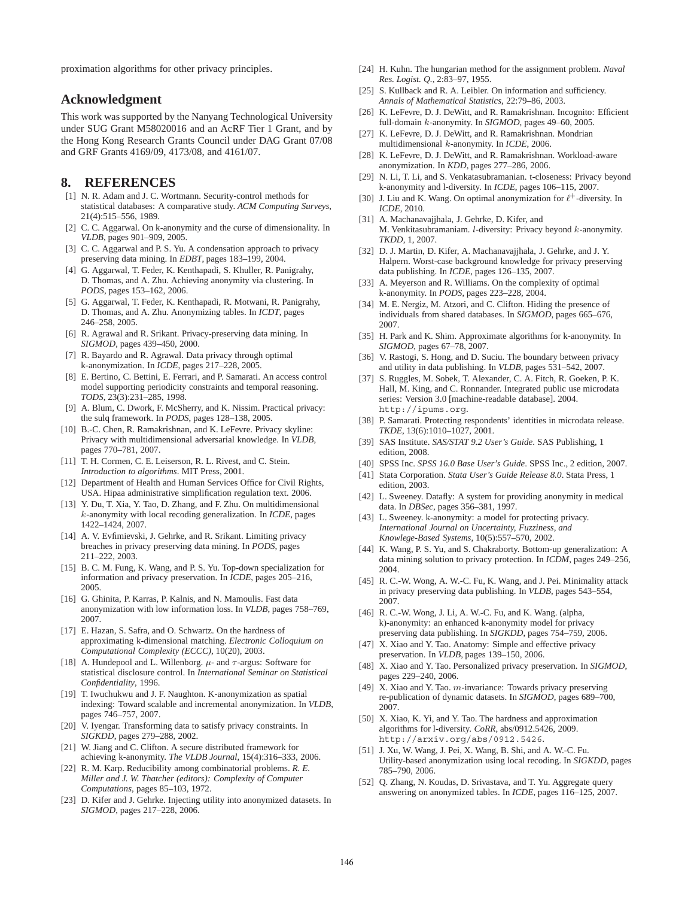proximation algorithms for other privacy principles.

## Acknowledgment

This work was supported by the Nanyang Technological University under SUG Grant M58020016 and an AcRF Tier 1 Grant, and by the Hong Kong Research Grants Council under DAG Grant 07/08 and GRF Grants 4169/09, 4173/08, and 4161/07.

## 8. REFERENCES

[1] N. R. Adam and J. C. Wortmann. Security-control methods for statistical databases: A comparative study. *ACM Computing Surveys*, 21(4):515–556, 1989.

[2] C. C. Aggarwal. On k-anonymity and the curse of dimensionality. In *VLDB*, pages 901–909, 2005.

[3] C. C. Aggarwal and P. S. Yu. A condensation approach to privacy preserving data mining. In *EDBT*, pages 183–199, 2004.

[4] G. Aggarwal, T. Feder, K. Kenthapadi, S. Khuller, R. Panigrahy, D. Thomas, and A. Zhu. Achieving anonymity via clustering. In *PODS*, pages 153–162, 2006.

[5] G. Aggarwal, T. Feder, K. Kenthapadi, R. Motwani, R. Panigrahy, D. Thomas, and A. Zhu. Anonymizing tables. In *ICDT*, pages 246–258, 2005.

[6] R. Agrawal and R. Srikant. Privacy-preserving data mining. In *SIGMOD*, pages 439–450, 2000.

[7] R. Bayardo and R. Agrawal. Data privacy through optimal k-anonymization. In *ICDE*, pages 217–228, 2005.

[8] E. Bertino, C. Bettini, E. Ferrari, and P. Samarati. An access control model supporting periodicity constraints and temporal reasoning. *TODS*, 23(3):231–285, 1998.

[9] A. Blum, C. Dwork, F. McSherry, and K. Nissim. Practical privacy: the sulq framework. In *PODS*, pages 128–138, 2005.

[10] B.-C. Chen, R. Ramakrishnan, and K. LeFevre. Privacy skyline: Privacy with multidimensional adversarial knowledge. In *VLDB*, pages 770–781, 2007.

[11] T. H. Cormen, C. E. Leiserson, R. L. Rivest, and C. Stein. *Introduction to algorithms*. MIT Press, 2001.

[12] Department of Health and Human Services Office for Civil Rights, USA. Hipaa administrative simplification regulation text. 2006.

[13] Y. Du, T. Xia, Y. Tao, D. Zhang, and F. Zhu. On multidimensional $k$-anonymity with local recoding generalization. In *ICDE*, pages 1422–1424, 2007.

[14] A. V. Evfimievski, J. Gehrke, and R. Srikant. Limiting privacy breaches in privacy preserving data mining. In *PODS*, pages 211–222, 2003.

[15] B. C. M. Fung, K. Wang, and P. S. Yu. Top-down specialization for information and privacy preservation. In *ICDE*, pages 205–216, 2005.

[16] G. Ghinita, P. Karras, P. Kalnis, and N. Mamoulis. Fast data anonymization with low information loss. In *VLDB*, pages 758–769, 2007.

[17] E. Hazan, S. Safra, and O. Schwartz. On the hardness of approximating k-dimensional matching. *Electronic Colloquium on Computational Complexity (ECCC)*, 10(20), 2003.

[18] A. Hundepool and L. Willenborg. $\mu$- and $\tau$-argus: Software for statistical disclosure control. In *International Seminar on Statistical Confidentiality*, 1996.

[19] T. Iwuchukwu and J. F. Naughton. K-anonymization as spatial indexing: Toward scalable and incremental anonymization. In *VLDB*, pages 746–757, 2007.

[20] V. Iyengar. Transforming data to satisfy privacy constraints. In *SIGKDD*, pages 279–288, 2002.

[21] W. Jiang and C. Clifton. A secure distributed framework for achieving k-anonymity. *The VLDB Journal*, 15(4):316–333, 2006.

[22] R. M. Karp. Reducibility among combinatorial problems. *R. E. Miller and J. W. Thatcher (editors): Complexity of Computer Computations*, pages 85–103, 1972.

[23] D. Kifer and J. Gehrke. Injecting utility into anonymized datasets. In *SIGMOD*, pages 217–228, 2006.

[24] H. Kuhn. The hungarian method for the assignment problem. *Naval Res. Logist. Q.*, 2:83–97, 1955.

[25] S. Kullback and R. A. Leibler. On information and sufficiency. *Annals of Mathematical Statistics*, 22:79–86, 2003.

[26] K. LeFevre, D. J. DeWitt, and R. Ramakrishnan. Incognito: Efficient full-domain $k$-anonymity. In *SIGMOD*, pages 49–60, 2005.

[27] K. LeFevre, D. J. DeWitt, and R. Ramakrishnan. Mondrian multidimensional $k$-anonymity. In *ICDE*, 2006.

[28] K. LeFevre, D. J. DeWitt, and R. Ramakrishnan. Workload-aware anonymization. In *KDD*, pages 277–286, 2006.

[29] N. Li, T. Li, and S. Venkatasubramanian. t-closeness: Privacy beyond k-anonymity and l-diversity. In *ICDE*, pages 106–115, 2007.

[30] J. Liu and K. Wang. On optimal anonymization for $\ell^+$-diversity. In *ICDE*, 2010.

[31] A. Machanavajjhala, J. Gehrke, D. Kifer, and M. Venkitasubramaniam. $l$-diversity: Privacy beyond $k$-anonymity. *TKDD*, 1, 2007.

[32] D. J. Martin, D. Kifer, A. Machanavajjhala, J. Gehrke, and J. Y. Halpern. Worst-case background knowledge for privacy preserving data publishing. In *ICDE*, pages 126–135, 2007.

[33] A. Meyerson and R. Williams. On the complexity of optimal k-anonymity. In *PODS*, pages 223–228, 2004.

[34] M. E. Nergiz, M. Atzori, and C. Clifton. Hiding the presence of individuals from shared databases. In *SIGMOD*, pages 665–676, 2007.

[35] H. Park and K. Shim. Approximate algorithms for k-anonymity. In *SIGMOD*, pages 67–78, 2007.

[36] V. Rastogi, S. Hong, and D. Suciu. The boundary between privacy and utility in data publishing. In *VLDB*, pages 531–542, 2007.

[37] S. Ruggles, M. Sobek, T. Alexander, C. A. Fitch, R. Goeken, P. K. Hall, M. King, and C. Ronnander. Integrated public use microdata series: Version 3.0 [machine-readable database]. 2004. `http://ipums.org`.

[38] P. Samarati. Protecting respondents' identities in microdata release. *TKDE*, 13(6):1010–1027, 2001.

[39] SAS Institute. *SAS/STAT 9.2 User's Guide*. SAS Publishing, 1 edition, 2008.

[40] SPSS Inc. *SPSS 16.0 Base User's Guide*. SPSS Inc., 2 edition, 2007.

[41] Stata Corporation. *Stata User's Guide Release 8.0*. Stata Press, 1 edition, 2003.

[42] L. Sweeney. Datafly: A system for providing anonymity in medical data. In *DBSec*, pages 356–381, 1997.

[43] L. Sweeney. k-anonymity: a model for protecting privacy. *International Journal on Uncertainty, Fuzziness, and Knowlege-Based Systems*, 10(5):557–570, 2002.

[44] K. Wang, P. S. Yu, and S. Chakraborty. Bottom-up generalization: A data mining solution to privacy protection. In *ICDM*, pages 249–256, 2004.

[45] R. C.-W. Wong, A. W.-C. Fu, K. Wang, and J. Pei. Minimality attack in privacy preserving data publishing. In *VLDB*, pages 543–554, 2007.

[46] R. C.-W. Wong, J. Li, A. W.-C. Fu, and K. Wang. (alpha, k)-anonymity: an enhanced k-anonymity model for privacy preserving data publishing. In *SIGKDD*, pages 754–759, 2006.

[47] X. Xiao and Y. Tao. Anatomy: Simple and effective privacy preservation. In *VLDB*, pages 139–150, 2006.

[48] X. Xiao and Y. Tao. Personalized privacy preservation. In *SIGMOD*, pages 229–240, 2006.

[49] X. Xiao and Y. Tao. $m$-invariance: Towards privacy preserving re-publication of dynamic datasets. In *SIGMOD*, pages 689–700, 2007.

[50] X. Xiao, K. Yi, and Y. Tao. The hardness and approximation algorithms for l-diversity. *CoRR*, abs/0912.5426, 2009. `http://arxiv.org/abs/0912.5426`.

[51] J. Xu, W. Wang, J. Pei, X. Wang, B. Shi, and A. W.-C. Fu. Utility-based anonymization using local recoding. In *SIGKDD*, pages 785–790, 2006.

[52] Q. Zhang, N. Koudas, D. Srivastava, and T. Yu. Aggregate query answering on anonymized tables. In *ICDE*, pages 116–125, 2007.